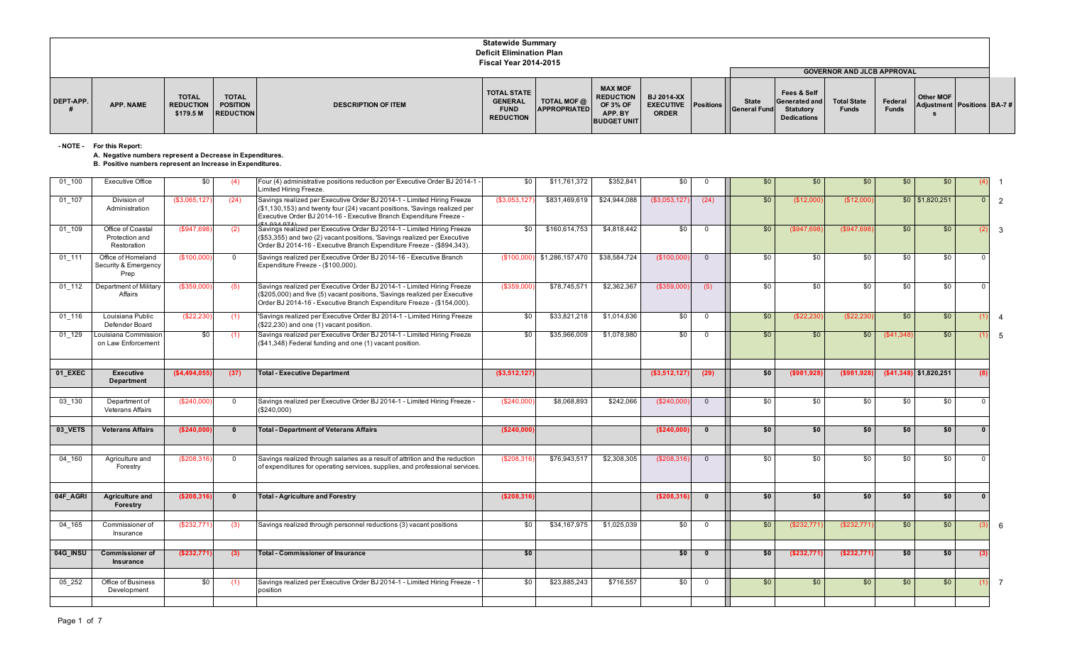# Statewide Summary
## Deficit Elimination Plan
### Fiscal Year 2014-2015

| DEPT-APP. # | APP. NAME | TOTAL REDUCTION $179.5 M | TOTAL POSITION REDUCTION | DESCRIPTION OF ITEM | TOTAL STATE GENERAL FUND REDUCTION | TOTAL MOF @ APPROPRIATED | MAX MOF REDUCTION OF 3% OF APP. BY BUDGET UNIT | BJ 2014-XX EXECUTIVE ORDER | Positions | GOVERNOR AND JLCB APPROVAL: State General Fund | Fees & Self Generated and Statutory Dedications | Total State Funds | Federal Funds | Other MOF Adjustments | Positions | BA-7 # |
|---|---|---|---|---|---|---|---|---|---|---|---|---|---|---|---|---|

**- NOTE - For this Report:**
**A. Negative numbers represent a Decrease in Expenditures.**
**B. Positive numbers represent an Increase in Expenditures.**

| DEPT-APP. # | APP. NAME | TOTAL REDUCTION $179.5 M | TOTAL POSITION REDUCTION | DESCRIPTION OF ITEM | TOTAL STATE GENERAL FUND REDUCTION | TOTAL MOF @ APPROPRIATED | MAX MOF REDUCTION OF 3% OF APP. BY BUDGET UNIT | BJ 2014-XX EXECUTIVE ORDER | Positions | State General Fund | Fees & Self Generated and Statutory Dedications | Total State Funds | Federal Funds | Other MOF Adjustments | Positions | BA-7 # |
|---|---|---|---|---|---|---|---|---|---|---|---|---|---|---|---|---|
| 01_100 | Executive Office | $0 | (4) | Four (4) administrative positions reduction per Executive Order BJ 2014-1 - Limited Hiring Freeze. | $0 | $11,761,372 | $352,841 | $0 | 0 | $0 | $0 | $0 | $0 | $0 | (4) | 1 |
| 01_107 | Division of Administration | ($3,065,127) | (24) | Savings realized per Executive Order BJ 2014-1 - Limited Hiring Freeze ($1,130,153) and twenty four (24) vacant positions, 'Savings realized per Executive Order BJ 2014-16 - Executive Branch Expenditure Freeze - ($1,934,974). | ($3,053,127) | $831,469,619 | $24,944,088 | ($3,053,127) | (24) | $0 | ($12,000) | ($12,000) | $0 | $1,820,251 | 0 | 2 |
| 01_109 | Office of Coastal Protection and Restoration | ($947,698) | (2) | Savings realized per Executive Order BJ 2014-1 - Limited Hiring Freeze ($53,355) and two (2) vacant positions, 'Savings realized per Executive Order BJ 2014-16 - Executive Branch Expenditure Freeze - ($894,343). | $0 | $160,614,753 | $4,818,442 | $0 | 0 | $0 | ($947,698) | ($947,698) | $0 | $0 | (2) | 3 |
| 01_111 | Office of Homeland Security & Emergency Prep | ($100,000) | 0 | Savings realized per Executive Order BJ 2014-16 - Executive Branch Expenditure Freeze - ($100,000). | ($100,000) | $1,286,157,470 | $38,584,724 | ($100,000) | 0 | $0 | $0 | $0 | $0 | $0 | 0 | |
| 01_112 | Department of Military Affairs | ($359,000) | (5) | Savings realized per Executive Order BJ 2014-1 - Limited Hiring Freeze ($205,000) and five (5) vacant positions, 'Savings realized per Executive Order BJ 2014-16 - Executive Branch Expenditure Freeze - ($154,000). | ($359,000) | $78,745,571 | $2,362,367 | ($359,000) | (5) | $0 | $0 | $0 | $0 | $0 | 0 | |
| 01_116 | Louisiana Public Defender Board | ($22,230) | (1) | 'Savings realized per Executive Order BJ 2014-1 - Limited Hiring Freeze ($22,230) and one (1) vacant position. | $0 | $33,821,218 | $1,014,636 | $0 | 0 | $0 | ($22,230) | ($22,230) | $0 | $0 | (1) | 4 |
| 01_129 | Louisiana Commission on Law Enforcement | $0 | (1) | Savings realized per Executive Order BJ 2014-1 - Limited Hiring Freeze ($41,348) Federal funding and one (1) vacant position. | $0 | $35,966,009 | $1,078,980 | $0 | 0 | $0 | $0 | $0 | ($41,348) | $0 | (1) | 5 |
| **01_EXEC** | **Executive Department** | **($4,494,055)** | **(37)** | **Total - Executive Department** | **($3,512,127)** | | | **($3,512,127)** | **(29)** | **$0** | **($981,928)** | **($981,928)** | **($41,348)** | **$1,820,251** | **(8)** | |
| 03_130 | Department of Veterans Affairs | ($240,000) | 0 | Savings realized per Executive Order BJ 2014-1 - Limited Hiring Freeze - ($240,000) | ($240,000) | $8,068,893 | $242,066 | ($240,000) | 0 | $0 | $0 | $0 | $0 | $0 | 0 | |
| **03_VETS** | **Veterans Affairs** | **($240,000)** | **0** | **Total - Department of Veterans Affairs** | **($240,000)** | | | **($240,000)** | **0** | **$0** | **$0** | **$0** | **$0** | **$0** | **0** | |
| 04_160 | Agriculture and Forestry | ($208,316) | 0 | Savings realized through salaries as a result of attrition and the reduction of expenditures for operating services, supplies, and professional services. | ($208,316) | $76,943,517 | $2,308,305 | ($208,316) | 0 | $0 | $0 | $0 | $0 | $0 | 0 | |
| **04F_AGRI** | **Agriculture and Forestry** | **($208,316)** | **0** | **Total - Agriculture and Forestry** | **($208,316)** | | | **($208,316)** | **0** | **$0** | **$0** | **$0** | **$0** | **$0** | **0** | |
| 04_165 | Commissioner of Insurance | ($232,771) | (3) | Savings realized through personnel reductions (3) vacant positions | $0 | $34,167,975 | $1,025,039 | $0 | 0 | $0 | ($232,771) | ($232,771) | $0 | $0 | (3) | 6 |
| **04G_INSU** | **Commissioner of Insurance** | **($232,771)** | **(3)** | **Total - Commissioner of Insurance** | **$0** | | | **$0** | **0** | **$0** | **($232,771)** | **($232,771)** | **$0** | **$0** | **(3)** | |
| 05_252 | Office of Business Development | $0 | (1) | Savings realized per Executive Order BJ 2014-1 - Limited Hiring Freeze - 1 position | $0 | $23,885,243 | $716,557 | $0 | 0 | $0 | $0 | $0 | $0 | $0 | (1) | 7 |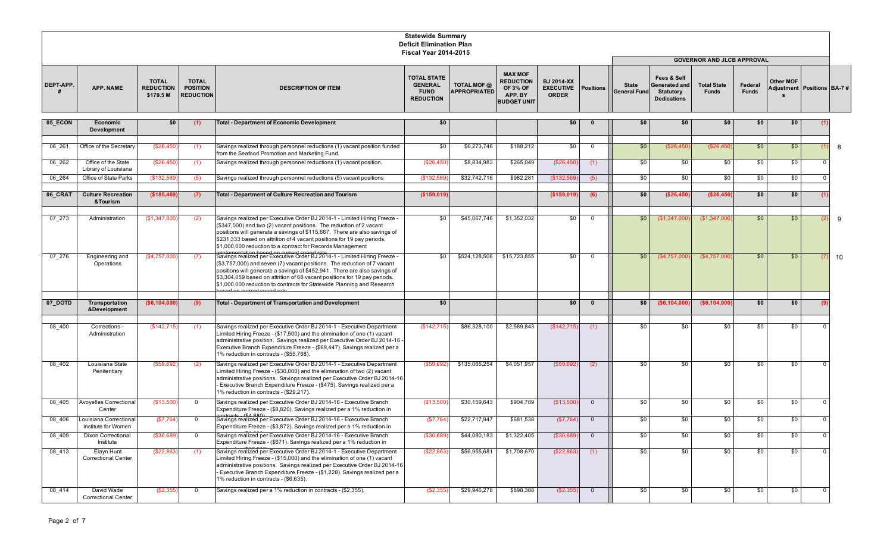**Statewide Summary**
**Deficit Elimination Plan**
**Fiscal Year 2014-2015**

| DEPT-APP. # | APP. NAME | TOTAL REDUCTION $179.5 M | TOTAL POSITION REDUCTION | DESCRIPTION OF ITEM | TOTAL STATE GENERAL FUND REDUCTION | TOTAL MOF @ APPROPRIATED | MAX MOF REDUCTION OF 3% OF APP. BY BUDGET UNIT | BJ 2014-XX EXECUTIVE ORDER | Positions | GOVERNOR AND JLCB APPROVAL: State General Fund | Fees & Self Generated and Statutory Dedications | Total State Funds | Federal Funds | Other MOF Adjustments | Positions | BA-7 # |
|---|---|---|---|---|---|---|---|---|---|---|---|---|---|---|---|---|
| **05_ECON** | **Economic Development** | **$0** | **(1)** | **Total - Department of Economic Development** | **$0** | | | **$0** | **0** | **$0** | **$0** | **$0** | **$0** | **$0** | **(1)** | |
| 06_261 | Office of the Secretary | ($26,450) | (1) | Savings realized through personnel reductions (1) vacant position funded from the Seafood Promotion and Marketing Fund. | $0 | $6,273,746 | $188,212 | $0 | 0 | $0 | ($26,450) | ($26,450) | $0 | $0 | (1) | 8 |
| 06_262 | Office of the State Library of Louisiana | ($26,450) | (1) | Savings realized through personnel reductions (1) vacant position. | ($26,450) | $8,834,983 | $265,049 | ($26,450) | (1) | $0 | $0 | $0 | $0 | $0 | 0 | |
| 06_264 | Office of State Parks | ($132,569) | (5) | Savings realized through personnel reductions (5) vacant positions | ($132,569) | $32,742,716 | $982,281 | ($132,569) | (5) | $0 | $0 | $0 | $0 | $0 | 0 | |
| **06_CRAT** | **Culture Recreation &Tourism** | **($185,469)** | **(7)** | **Total - Department of Culture Recreation and Tourism** | **($159,019)** | | | **($159,019)** | **(6)** | **$0** | **($26,450)** | **($26,450)** | **$0** | **$0** | **(1)** | |
| 07_273 | Administration | ($1,347,000) | (2) | Savings realized per Executive Order BJ 2014-1 - Limited Hiring Freeze - ($347,000) and two (2) vacant positions. The reduction of 2 vacant positions will generate a savings of $115,667. There are also savings of $231,333 based on attrition of 4 vacant positions for 19 pay periods. $1,000,000 reduction to a contract for Records Management implementation based on current spend rate. | $0 | $45,067,746 | $1,352,032 | $0 | 0 | $0 | ($1,347,000) | ($1,347,000) | $0 | $0 | (2) | 9 |
| 07_276 | Engineering and Operations | ($4,757,000) | (7) | Savings realized per Executive Order BJ 2014-1 - Limited Hiring Freeze - ($3,757,000) and seven (7) vacant positions. The reduction of 7 vacant positions will generate a savings of $452,941. There are also savings of $3,304,059 based on attrition of 68 vacant positions for 19 pay periods. $1,000,000 reduction to contracts for Statewide Planning and Research based on current spend rate. | $0 | $524,128,506 | $15,723,855 | $0 | 0 | $0 | ($4,757,000) | ($4,757,000) | $0 | $0 | (7) | 10 |
| **07_DOTD** | **Transportation &Development** | **($6,104,000)** | **(9)** | **Total - Department of Transportation and Development** | **$0** | | | **$0** | **0** | **$0** | **($6,104,000)** | **($6,104,000)** | **$0** | **$0** | **(9)** | |
| 08_400 | Corrections - Administration | ($142,715) | (1) | Savings realized per Executive Order BJ 2014-1 - Executive Department Limited Hiring Freeze - ($17,500) and the elimination of one (1) vacant administrative position. Savings realized per Executive Order BJ 2014-16 - Executive Branch Expenditure Freeze - ($69,447). Savings realized per a 1% reduction in contracts - ($55,768). | ($142,715) | $86,328,100 | $2,589,843 | ($142,715) | (1) | $0 | $0 | $0 | $0 | $0 | 0 | |
| 08_402 | Louisiana State Penitentiary | ($59,692) | (2) | Savings realized per Executive Order BJ 2014-1 - Executive Department Limited Hiring Freeze - ($30,000) and the elimination of two (2) vacant administrative positions. Savings realized per Executive Order BJ 2014-16 - Executive Branch Expenditure Freeze - ($475). Savings realized per a 1% reduction in contracts - ($29,217). | ($59,692) | $135,065,254 | $4,051,957 | ($59,692) | (2) | $0 | $0 | $0 | $0 | $0 | 0 | |
| 08_405 | Avoyelles Correctional Center | ($13,500) | 0 | Savings realized per Executive Order BJ 2014-16 - Executive Branch Expenditure Freeze - ($8,820). Savings realized per a 1% reduction in contracts - ($4,680). | ($13,500) | $30,159,643 | $904,789 | ($13,500) | 0 | $0 | $0 | $0 | $0 | $0 | 0 | |
| 08_406 | Louisiana Correctional Institute for Women | ($7,764) | 0 | Savings realized per Executive Order BJ 2014-16 - Executive Branch Expenditure Freeze - ($3,872). Savings realized per a 1% reduction in | ($7,764) | $22,717,947 | $681,538 | ($7,764) | 0 | $0 | $0 | $0 | $0 | $0 | 0 | |
| 08_409 | Dixon Correctional Institute | ($30,689) | 0 | Savings realized per Executive Order BJ 2014-16 - Executive Branch Expenditure Freeze - ($671). Savings realized per a 1% reduction in | ($30,689) | $44,080,183 | $1,322,405 | ($30,689) | 0 | $0 | $0 | $0 | $0 | $0 | 0 | |
| 08_413 | Elayn Hunt Correctional Center | ($22,863) | (1) | Savings realized per Executive Order BJ 2014-1 - Executive Department Limited Hiring Freeze - ($15,000) and the elimination of one (1) vacant administrative positions. Savings realized per Executive Order BJ 2014-16 - Executive Branch Expenditure Freeze - ($1,228). Savings realized per a 1% reduction in contracts - ($6,635). | ($22,863) | $56,955,681 | $1,708,670 | ($22,863) | (1) | $0 | $0 | $0 | $0 | $0 | 0 | |
| 08_414 | David Wade Correctional Center | ($2,355) | 0 | Savings realized per a 1% reduction in contracts - ($2,355). | ($2,355) | $29,946,278 | $898,388 | ($2,355) | 0 | $0 | $0 | $0 | $0 | $0 | 0 | |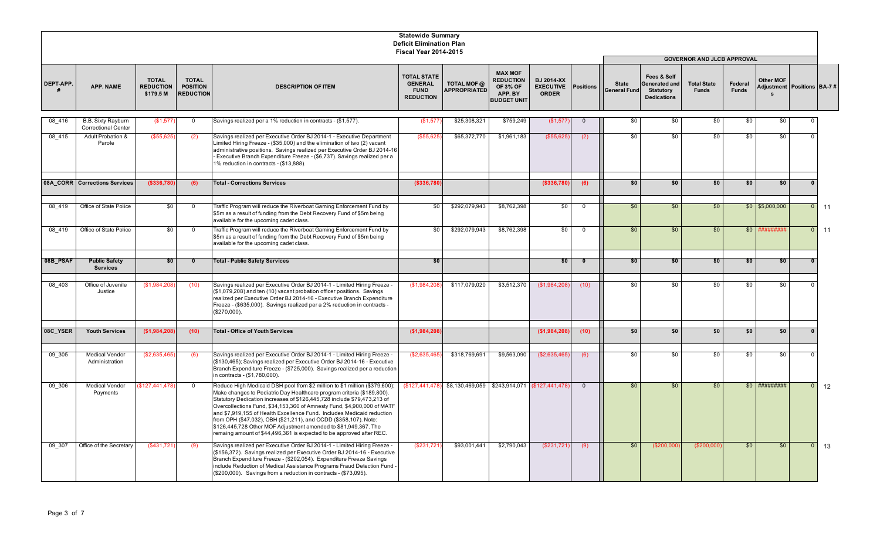**Statewide Summary**
**Deficit Elimination Plan**
**Fiscal Year 2014-2015**

| DEPT-APP. # | APP. NAME | TOTAL REDUCTION $179.5 M | TOTAL POSITION REDUCTION | DESCRIPTION OF ITEM | TOTAL STATE GENERAL FUND REDUCTION | TOTAL MOF @ APPROPRIATED | MAX MOF REDUCTION OF 3% OF APP. BY BUDGET UNIT | BJ 2014-XX EXECUTIVE ORDER | Positions | GOVERNOR AND JLCB APPROVAL: State General Fund | Fees & Self Generated and Statutory Dedications | Total State Funds | Federal Funds | Other MOFs Adjustment | Positions | BA-7 # |
|---|---|---|---|---|---|---|---|---|---|---|---|---|---|---|---|---|
| 08_416 | B.B. Sixty Rayburn Correctional Center | ($1,577) | 0 | Savings realized per a 1% reduction in contracts - ($1,577). | ($1,577) | $25,308,321 | $759,249 | ($1,577) | 0 | $0 | $0 | $0 | $0 | $0 | 0 | |
| 08_415 | Adult Probation & Parole | ($55,625) | (2) | Savings realized per Executive Order BJ 2014-1 - Executive Department Limited Hiring Freeze - ($35,000) and the elimination of two (2) vacant administrative positions. Savings realized per Executive Order BJ 2014-16 - Executive Branch Expenditure Freeze - ($6,737). Savings realized per a 1% reduction in contracts - ($13,888). | ($55,625) | $65,372,770 | $1,961,183 | ($55,625) | (2) | $0 | $0 | $0 | $0 | $0 | 0 | |
| **08A_CORR** | **Corrections Services** | **($336,780)** | **(6)** | **Total - Corrections Services** | **($336,780)** | | | **($336,780)** | **(6)** | **$0** | **$0** | **$0** | **$0** | **$0** | **0** | |
| 08_419 | Office of State Police | $0 | 0 | Traffic Program will reduce the Riverboat Gaming Enforcement Fund by $5m as a result of funding from the Debt Recovery Fund of $5m being available for the upcoming cadet class. | $0 | $292,079,943 | $8,762,398 | $0 | 0 | $0 | $0 | $0 | $0 | $5,000,000 | 0 | 11 |
| 08_419 | Office of State Police | $0 | 0 | Traffic Program will reduce the Riverboat Gaming Enforcement Fund by $5m as a result of funding from the Debt Recovery Fund of $5m being available for the upcoming cadet class. | $0 | $292,079,943 | $8,762,398 | $0 | 0 | $0 | $0 | $0 | $0 | ######### | 0 | 11 |
| **08B_PSAF** | **Public Safety Services** | **$0** | **0** | **Total - Public Safety Services** | **$0** | | | **$0** | **0** | **$0** | **$0** | **$0** | **$0** | **$0** | **0** | |
| 08_403 | Office of Juvenile Justice | ($1,984,208) | (10) | Savings realized per Executive Order BJ 2014-1 - Limited Hiring Freeze - ($1,079,208) and ten (10) vacant probation officer positions. Savings realized per Executive Order BJ 2014-16 - Executive Branch Expenditure Freeze - ($635,000). Savings realized per a 2% reduction in contracts - ($270,000). | ($1,984,208) | $117,079,020 | $3,512,370 | ($1,984,208) | (10) | $0 | $0 | $0 | $0 | $0 | 0 | |
| **08C_YSER** | **Youth Services** | **($1,984,208)** | **(10)** | **Total - Office of Youth Services** | **($1,984,208)** | | | **($1,984,208)** | **(10)** | **$0** | **$0** | **$0** | **$0** | **$0** | **0** | |
| 09_305 | Medical Vendor Administration | ($2,635,465) | (6) | Savings realized per Executive Order BJ 2014-1 - Limited Hiring Freeze - ($130,465); Savings realized per Executive Order BJ 2014-16 - Executive Branch Expenditure Freeze - ($725,000). Savings realized per a reduction in contracts - ($1,780,000). | ($2,635,465) | $318,769,691 | $9,563,090 | ($2,635,465) | (6) | $0 | $0 | $0 | $0 | $0 | 0 | |
| 09_306 | Medical Vendor Payments | ($127,441,478) | 0 | Reduce High Medicaid DSH pool from $2 million to $1 million ($379,600); Make changes to Pediatric Day Healthcare program criteria ($189,800). Statutory Dedication increases of $126,445,728 include $79,473,213 of Overcollections Fund, $34,153,360 of Amnesty Fund, $4,900,000 of MATF and $7,919,155 of Health Excellence Fund. Includes Medicaid reduction from OPH ($47,032), OBH ($21,211), and OCDD ($358,107). Note: $126,445,728 Other MOF Adjustment amended to $81,949,367. The remaing amount of $44,496,361 is expected to be approved after REC. | ($127,441,478) | $8,130,469,059 | $243,914,071 | ($127,441,478) | 0 | $0 | $0 | $0 | $0 | ######### | 0 | 12 |
| 09_307 | Office of the Secretary | ($431,721) | (9) | Savings realized per Executive Order BJ 2014-1 - Limited Hiring Freeze - ($156,372). Savings realized per Executive Order BJ 2014-16 - Executive Branch Expenditure Freeze - ($202,054). Expenditure Freeze Savings include Reduction of Medical Assistance Programs Fraud Detection Fund - ($200,000). Savings from a reduction in contracts - ($73,095). | ($231,721) | $93,001,441 | $2,790,043 | ($231,721) | (9) | $0 | ($200,000) | ($200,000) | $0 | $0 | 0 | 13 |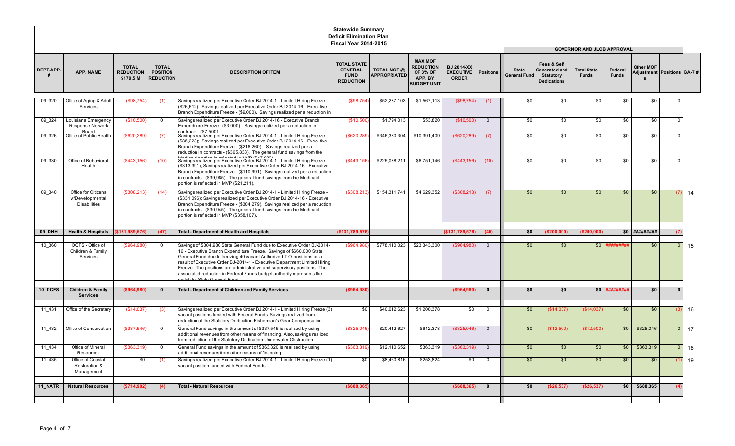# Statewide Summary
## Deficit Elimination Plan
### Fiscal Year 2014-2015

| DEPT-APP. # | APP. NAME | TOTAL REDUCTION $179.5 M | TOTAL POSITION REDUCTION | DESCRIPTION OF ITEM | TOTAL STATE GENERAL FUND REDUCTION | TOTAL MOF @ APPROPRIATED | MAX MOF REDUCTION OF 3% OF APP. BY BUDGET UNIT | BJ 2014-XX EXECUTIVE ORDER | Positions | GOVERNOR AND JLCB APPROVAL State General Fund | Fees & Self Generated and Statutory Dedications | Total State Funds | Federal Funds | Other MOF Adjustments | Positions | BA-7 # |
|---|---|---|---|---|---|---|---|---|---|---|---|---|---|---|---|---|
| 09_320 | Office of Aging & Adult Services | ($98,754) | (1) | Savings realized per Executive Order BJ 2014-1 - Limited Hiring Freeze - ($26,612). Savings realized per Executive Order BJ 2014-16 - Executive Branch Expenditure Freeze - ($9,000). Savings realized per a reduction in contracts - ($63,142). | ($98,754) | $52,237,103 | $1,567,113 | ($98,754) | (1) | $0 | $0 | $0 | $0 | $0 | 0 | |
| 09_324 | Louisiana Emergency Response Network Board | ($10,500) | 0 | Savings realized per Executive Order BJ 2014-16 - Executive Branch Expenditure Freeze - ($3,000). Savings realized per a reduction in contracts - ($7,500). | ($10,500) | $1,794,013 | $53,820 | ($10,500) | 0 | $0 | $0 | $0 | $0 | $0 | 0 | |
| 09_326 | Office of Public Health | ($620,289) | (7) | Savings realized per Executive Order BJ 2014-1 - Limited Hiring Freeze - ($85,223); Savings realized per Executive Order BJ 2014-16 - Executive Branch Expenditure Freeze - ($216,260). Savings realized per a reduction in contracts - ($365,838). The general fund savings from the Medicaid portion is reflected in MVP ($47,032). | ($620,289) | $346,380,304 | $10,391,409 | ($620,289) | (7) | $0 | $0 | $0 | $0 | $0 | 0 | |
| 09_330 | Office of Behavioral Health | ($443,156) | (10) | Savings realized per Executive Order BJ 2014-1 - Limited Hiring Freeze - ($313,391); Savings realized per Executive Order BJ 2014-16 - Executive Branch Expenditure Freeze - ($110,991). Savings realized per a reduction in contracts - ($39,985). The general fund savings from the Medicaid portion is reflected in MVP ($21,211). | ($443,156) | $225,038,211 | $6,751,146 | ($443,156) | (10) | $0 | $0 | $0 | $0 | $0 | 0 | |
| 09_340 | Office for Citizens w/Developmental Disabilities | ($308,213) | (14) | Savings realized per Executive Order BJ 2014-1 - Limited Hiring Freeze - ($331,096); Savings realized per Executive Order BJ 2014-16 - Executive Branch Expenditure Freeze - ($304,279). Savings realized per a reduction in contracts - ($30,945). The general fund savings from the Medicaid portion is reflected in MVP ($358,107). | ($308,213) | $154,311,741 | $4,629,352 | ($308,213) | (7) | $0 | $0 | $0 | $0 | $0 | (7) | 14 |
| **09_DHH** | **Health & Hospitals** | **($131,989,576)** | **(47)** | **Total - Department of Health and Hospitals** | **($131,789,576)** | | | **($131,789,576)** | **(40)** | **$0** | **($200,000)** | **($200,000)** | **$0** | **#########** | **(7)** | |
| 10_360 | DCFS - Office of Children & Family Services | ($964,980) | 0 | Savings of $304,980 State General Fund due to Executive Order BJ-2014-16 - Executive Branch Expenditure Freeze. Savings of $660,000 State General Fund due to freezing 40 vacant Authorized T.O. positions as a result of Executive Order BJ-2014-1 - Executive Department Limited Hiring Freeze. The positions are administrative and supervisory positions. The associated reduction in Federal Funds budget authority represents the match for State General Fund. | ($964,980) | $778,110,023 | $23,343,300 | ($964,980) | 0 | $0 | $0 | $0 | ######### | $0 | 0 | 15 |
| **10_DCFS** | **Children & Family Services** | **($964,980)** | **0** | **Total - Department of Children and Family Services** | **($964,980)** | | | **($964,980)** | **0** | **$0** | **$0** | **$0** | **#########** | **$0** | **0** | |
| 11_431 | Office of the Secretary | ($14,037) | (3) | Savings realized per Executive Order BJ 2014-1 - Limited Hiring Freeze (3) vacant positions funded with Federal Funds. Savings realized from reduction of the Statutory Dedication Fisherman's Gear Compensation Fund. | $0 | $40,012,623 | $1,200,378 | $0 | 0 | $0 | ($14,037) | ($14,037) | $0 | $0 | (3) | 16 |
| 11_432 | Office of Conservation | ($337,546) | 0 | General Fund savings in the amount of $337,545 is realized by using additional revenues from other means of financing. Also, savings realized from reduction of the Statutory Dedication Underwater Obstruction | ($325,046) | $20,412,627 | $612,378 | ($325,046) | 0 | $0 | ($12,500) | ($12,500) | $0 | $325,046 | 0 | 17 |
| 11_434 | Office of Mineral Resources | ($363,319) | 0 | General Fund savings in the amount of $363,320 is realized by using additional revenues from other means of financing. | ($363,319) | $12,110,652 | $363,319 | ($363,319) | 0 | $0 | $0 | $0 | $0 | $363,319 | 0 | 18 |
| 11_435 | Office of Coastal Restoration & Management | $0 | (1) | Savings realized per Executive Order BJ 2014-1 - Limited Hiring Freeze (1) vacant position funded with Federal Funds. | $0 | $8,460,816 | $253,824 | $0 | 0 | $0 | $0 | $0 | $0 | $0 | (1) | 19 |
| **11_NATR** | **Natural Resources** | **($714,902)** | **(4)** | **Total - Natural Resources** | **($688,365)** | | | **($688,365)** | **0** | **$0** | **($26,537)** | **($26,537)** | **$0** | **$688,365** | **(4)** | |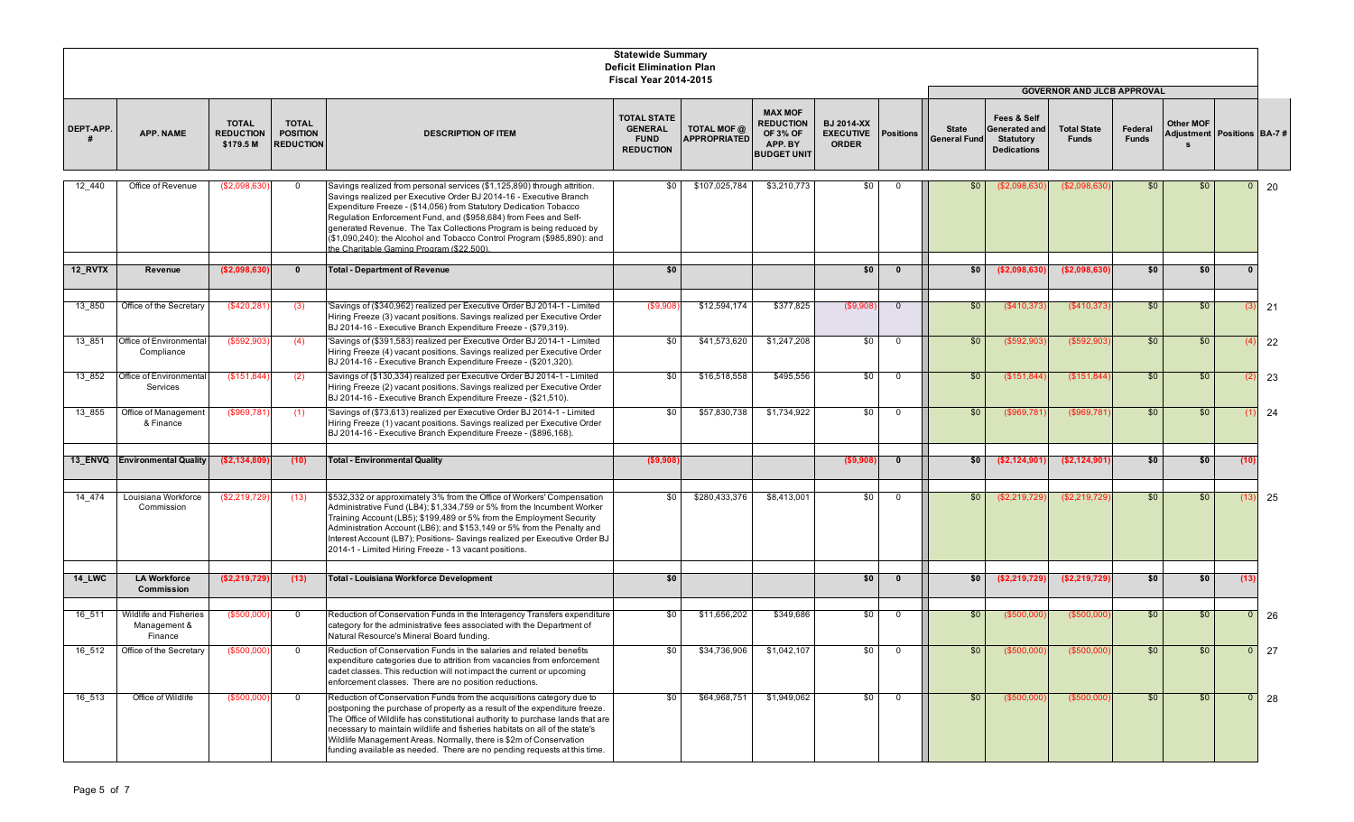# Statewide Summary
## Deficit Elimination Plan
### Fiscal Year 2014-2015

| DEPT-APP. # | APP. NAME | TOTAL REDUCTION $179.5 M | TOTAL POSITION REDUCTION | DESCRIPTION OF ITEM | TOTAL STATE GENERAL FUND REDUCTION | TOTAL MOF @ APPROPRIATED | MAX MOF REDUCTION OF 3% OF APP. BY BUDGET UNIT | BJ 2014-XX EXECUTIVE ORDER | Positions | GOVERNOR AND JLCB APPROVAL State General Fund | Fees & Self Generated and Statutory Dedications | Total State Funds | Federal Funds | Other MOF Adjustments | Positions | BA-7 # |
|---|---|---|---|---|---|---|---|---|---|---|---|---|---|---|---|---|
| 12_440 | Office of Revenue | ($2,098,630) | 0 | Savings realized from personal services ($1,125,890) through attrition. Savings realized per Executive Order BJ 2014-16 - Executive Branch Expenditure Freeze - ($14,056) from Statutory Dedication Tobacco Regulation Enforcement Fund, and ($958,684) from Fees and Self-generated Revenue. The Tax Collections Program is being reduced by ($1,090,240): the Alcohol and Tobacco Control Program ($985,890): and the Charitable Gaming Program ($22,500). | $0 | $107,025,784 | $3,210,773 | $0 | 0 | $0 | ($2,098,630) | ($2,098,630) | $0 | $0 | 0 | 20 |
| **12_RVTX** | **Revenue** | **($2,098,630)** | **0** | **Total - Department of Revenue** | **$0** | | | **$0** | **0** | **$0** | **($2,098,630)** | **($2,098,630)** | **$0** | **$0** | **0** | |
| 13_850 | Office of the Secretary | ($420,281) | (3) | 'Savings of ($340,962) realized per Executive Order BJ 2014-1 - Limited Hiring Freeze (3) vacant positions. Savings realized per Executive Order BJ 2014-16 - Executive Branch Expenditure Freeze - ($79,319). | ($9,908) | $12,594,174 | $377,825 | ($9,908) | 0 | $0 | ($410,373) | ($410,373) | $0 | $0 | (3) | 21 |
| 13_851 | Office of Environmental Compliance | ($592,903) | (4) | 'Savings of ($391,583) realized per Executive Order BJ 2014-1 - Limited Hiring Freeze (4) vacant positions. Savings realized per Executive Order BJ 2014-16 - Executive Branch Expenditure Freeze - ($201,320). | $0 | $41,573,620 | $1,247,208 | $0 | 0 | $0 | ($592,903) | ($592,903) | $0 | $0 | (4) | 22 |
| 13_852 | Office of Environmental Services | ($151,844) | (2) | Savings of ($130,334) realized per Executive Order BJ 2014-1 - Limited Hiring Freeze (2) vacant positions. Savings realized per Executive Order BJ 2014-16 - Executive Branch Expenditure Freeze - ($21,510). | $0 | $16,518,558 | $495,556 | $0 | 0 | $0 | ($151,844) | ($151,844) | $0 | $0 | (2) | 23 |
| 13_855 | Office of Management & Finance | ($969,781) | (1) | 'Savings of ($73,613) realized per Executive Order BJ 2014-1 - Limited Hiring Freeze (1) vacant positions. Savings realized per Executive Order BJ 2014-16 - Executive Branch Expenditure Freeze - ($896,168). | $0 | $57,830,738 | $1,734,922 | $0 | 0 | $0 | ($969,781) | ($969,781) | $0 | $0 | (1) | 24 |
| **13_ENVQ** | **Environmental Quality** | **($2,134,809)** | **(10)** | **Total - Environmental Quality** | **($9,908)** | | | **($9,908)** | **0** | **$0** | **($2,124,901)** | **($2,124,901)** | **$0** | **$0** | **(10)** | |
| 14_474 | Louisiana Workforce Commission | ($2,219,729) | (13) | $532,332 or approximately 3% from the Office of Workers' Compensation Administrative Fund (LB4); $1,334,759 or 5% from the Incumbent Worker Training Account (LB5); $199,489 or 5% from the Employment Security Administration Account (LB6); and $153,149 or 5% from the Penalty and Interest Account (LB7); Positions- Savings realized per Executive Order BJ 2014-1 - Limited Hiring Freeze - 13 vacant positions. | $0 | $280,433,376 | $8,413,001 | $0 | 0 | $0 | ($2,219,729) | ($2,219,729) | $0 | $0 | (13) | 25 |
| **14_LWC** | **LA Workforce Commission** | **($2,219,729)** | **(13)** | **Total - Louisiana Workforce Development** | **$0** | | | **$0** | **0** | **$0** | **($2,219,729)** | **($2,219,729)** | **$0** | **$0** | **(13)** | |
| 16_511 | Wildlife and Fisheries Management & Finance | ($500,000) | 0 | Reduction of Conservation Funds in the Interagency Transfers expenditure category for the administrative fees associated with the Department of Natural Resource's Mineral Board funding. | $0 | $11,656,202 | $349,686 | $0 | 0 | $0 | ($500,000) | ($500,000) | $0 | $0 | 0 | 26 |
| 16_512 | Office of the Secretary | ($500,000) | 0 | Reduction of Conservation Funds in the salaries and related benefits expenditure categories due to attrition from vacancies from enforcement cadet classes. This reduction will not impact the current or upcoming enforcement classes. There are no position reductions. | $0 | $34,736,906 | $1,042,107 | $0 | 0 | $0 | ($500,000) | ($500,000) | $0 | $0 | 0 | 27 |
| 16_513 | Office of Wildlife | ($500,000) | 0 | Reduction of Conservation Funds from the acquisitions category due to postponing the purchase of property as a result of the expenditure freeze. The Office of Wildlife has constitutional authority to purchase lands that are necessary to maintain wildlife and fisheries habitats on all of the state's Wildlife Management Areas. Normally, there is $2m of Conservation funding available as needed. There are no pending requests at this time. | $0 | $64,968,751 | $1,949,062 | $0 | 0 | $0 | ($500,000) | ($500,000) | $0 | $0 | 0 | 28 |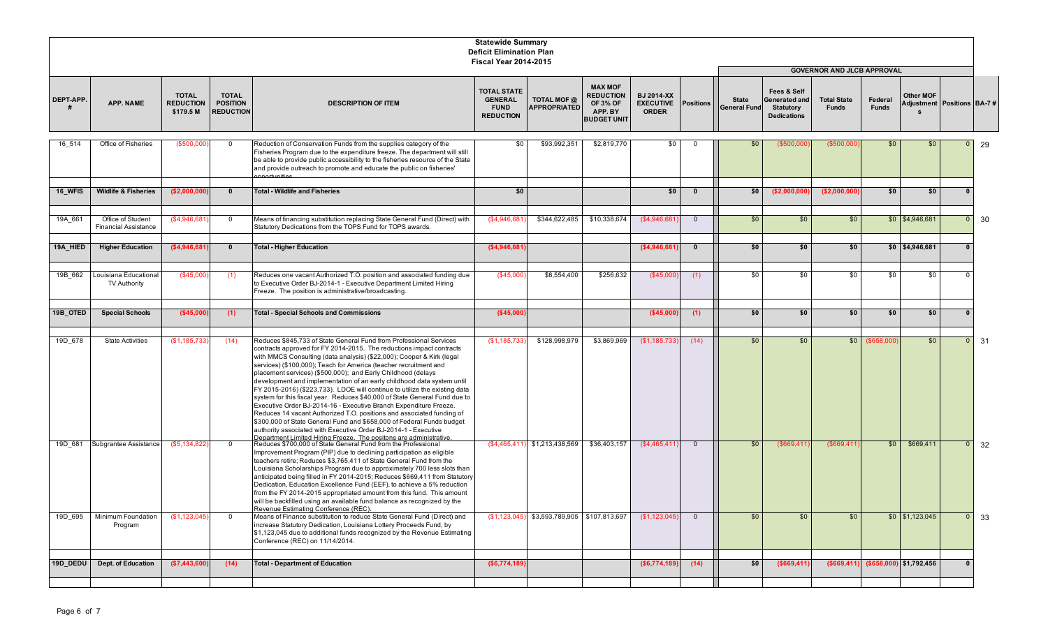**Statewide Summary**
**Deficit Elimination Plan**
**Fiscal Year 2014-2015**

| DEPT-APP. # | APP. NAME | TOTAL REDUCTION $179.5 M | TOTAL POSITION REDUCTION | DESCRIPTION OF ITEM | TOTAL STATE GENERAL FUND REDUCTION | TOTAL MOF @ APPROPRIATED | MAX MOF REDUCTION OF 3% OF APP. BY BUDGET UNIT | BJ 2014-XX EXECUTIVE ORDER | Positions | GOVERNOR AND JLCB APPROVAL: State General Fund | Fees & Self Generated and Statutory Dedications | Total State Funds | Federal Funds | Other MOF Adjustments | Positions | BA-7 # |
|---|---|---|---|---|---|---|---|---|---|---|---|---|---|---|---|---|
| 16_514 | Office of Fisheries | ($500,000) | 0 | Reduction of Conservation Funds from the supplies category of the Fisheries Program due to the expenditure freeze. The department will still be able to provide public accessibility to the fisheries resource of the State and provide outreach to promote and educate the public on fisheries' opportunities. | $0 | $93,992,351 | $2,819,770 | $0 | 0 | $0 | ($500,000) | ($500,000) | $0 | $0 | 0 | 29 |
| **16_WFIS** | **Wildlife & Fisheries** | **($2,000,000)** | **0** | **Total - Wildlife and Fisheries** | **$0** | | | **$0** | **0** | **$0** | **($2,000,000)** | **($2,000,000)** | **$0** | **$0** | **0** | |
| 19A_661 | Office of Student Financial Assistance | ($4,946,681) | 0 | Means of financing substitution replacing State General Fund (Direct) with Statutory Dedications from the TOPS Fund for TOPS awards. | ($4,946,681) | $344,622,485 | $10,338,674 | ($4,946,681) | 0 | $0 | $0 | $0 | $0 | $4,946,681 | 0 | 30 |
| **19A_HIED** | **Higher Education** | **($4,946,681)** | **0** | **Total - Higher Education** | **($4,946,681)** | | | **($4,946,681)** | **0** | **$0** | **$0** | **$0** | **$0** | **$4,946,681** | **0** | |
| 19B_662 | Louisiana Educational TV Authority | ($45,000) | (1) | Reduces one vacant Authorized T.O. position and associated funding due to Executive Order BJ-2014-1 - Executive Department Limited Hiring Freeze. The position is administrative/broadcasting. | ($45,000) | $8,554,400 | $256,632 | ($45,000) | (1) | $0 | $0 | $0 | $0 | $0 | 0 | |
| **19B_OTED** | **Special Schools** | **($45,000)** | **(1)** | **Total - Special Schools and Commissions** | **($45,000)** | | | **($45,000)** | **(1)** | **$0** | **$0** | **$0** | **$0** | **$0** | **0** | |
| 19D_678 | State Activities | ($1,185,733) | (14) | Reduces $845,733 of State General Fund from Professional Services contracts approved for FY 2014-2015. The reductions impact contracts with MMCS Consulting (data analysis) ($22,000); Cooper & Kirk (legal services) ($100,000); Teach for America (teacher recruitment and placement services) ($500,000); and Early Childhood (delays development and implementation of an early childhood data system until FY 2015-2016) ($223,733). LDOE will continue to utilize the existing data system for this fiscal year. Reduces $40,000 of State General Fund due to Executive Order BJ-2014-16 - Executive Branch Expenditure Freeze. Reduces 14 vacant Authorized T.O. positions and associated funding of $300,000 of State General Fund and $658,000 of Federal Funds budget authority associated with Executive Order BJ-2014-1 - Executive Department Limited Hiring Freeze. The positons are administrative. | ($1,185,733) | $128,998,979 | $3,869,969 | ($1,185,733) | (14) | $0 | $0 | $0 | ($658,000) | $0 | 0 | 31 |
| 19D_681 | Subgrantee Assistance | ($5,134,822) | 0 | Reduces $700,000 of State General Fund from the Professional Improvement Program (PIP) due to declining participation as eligible teachers retire; Reduces $3,765,411 of State General Fund from the Louisiana Scholarships Program due to approximately 700 less slots than anticipated being filled in FY 2014-2015; Reduces $669,411 from Statutory Dedication, Education Excellence Fund (EEF), to achieve a 5% reduction from the FY 2014-2015 appropriated amount from this fund. This amount will be backfilled using an available fund balance as recognized by the Revenue Estimating Conference (REC). | ($4,465,411) | $1,213,438,569 | $36,403,157 | ($4,465,411) | 0 | $0 | ($669,411) | ($669,411) | $0 | $669,411 | 0 | 32 |
| 19D_695 | Minimum Foundation Program | ($1,123,045) | 0 | Means of Finance substitution to reduce State General Fund (Direct) and increase Statutory Dedication, Louisiana Lottery Proceeds Fund, by $1,123,045 due to additional funds recognized by the Revenue Estimating Conference (REC) on 11/14/2014. | ($1,123,045) | $3,593,789,905 | $107,813,697 | ($1,123,045) | 0 | $0 | $0 | $0 | $0 | $1,123,045 | 0 | 33 |
| **19D_DEDU** | **Dept. of Education** | **($7,443,600)** | **(14)** | **Total - Department of Education** | **($6,774,189)** | | | **($6,774,189)** | **(14)** | **$0** | **($669,411)** | **($669,411)** | **($658,000)** | **$1,792,456** | **0** | |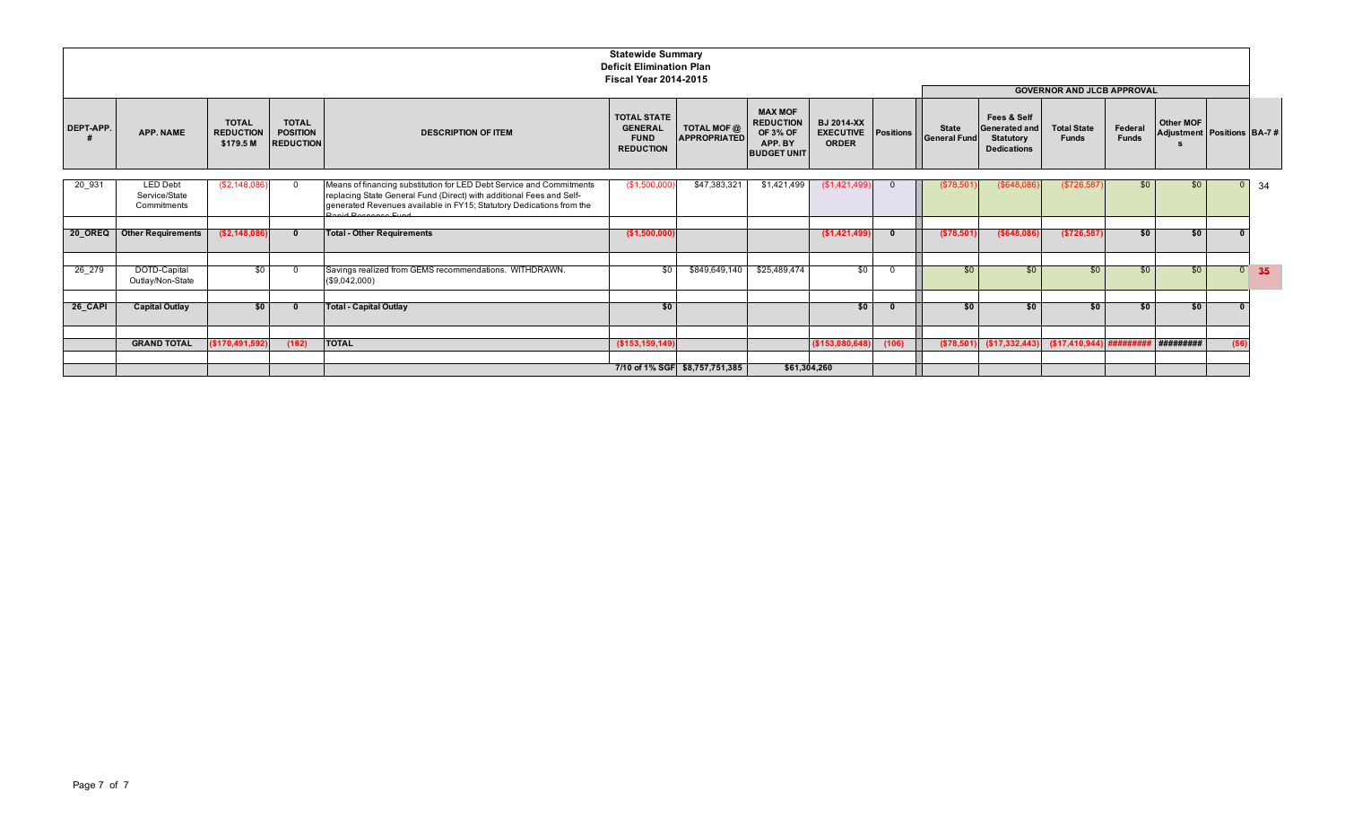# Statewide Summary
## Deficit Elimination Plan
### Fiscal Year 2014-2015

| DEPT-APP. # | APP. NAME | TOTAL REDUCTION $179.5 M | TOTAL POSITION REDUCTION | DESCRIPTION OF ITEM | TOTAL STATE GENERAL FUND REDUCTION | TOTAL MOF @ APPROPRIATED | MAX MOF REDUCTION OF 3% OF APP. BY BUDGET UNIT | BJ 2014-XX EXECUTIVE ORDER | Positions | GOVERNOR AND JLCB APPROVAL: State General Fund | Fees & Self Generated and Statutory Dedications | Total State Funds | Federal Funds | Other MOF Adjustments | Positions | BA-7 # |
|---|---|---|---|---|---|---|---|---|---|---|---|---|---|---|---|---|
| 20_931 | LED Debt Service/State Commitments | ($2,148,086) | 0 | Means of financing substitution for LED Debt Service and Commitments replacing State General Fund (Direct) with additional Fees and Self-generated Revenues available in FY15; Statutory Dedications from the Rapid Response Fund | ($1,500,000) | $47,383,321 | $1,421,499 | ($1,421,499) | 0 | ($78,501) | ($648,086) | ($726,587) | $0 | $0 | 0 | 34 |
| **20_OREQ** | **Other Requirements** | **($2,148,086)** | **0** | **Total - Other Requirements** | **($1,500,000)** | | | **($1,421,499)** | **0** | **($78,501)** | **($648,086)** | **($726,587)** | **$0** | **$0** | **0** | |
| 26_279 | DOTD-Capital Outlay/Non-State | $0 | 0 | Savings realized from GEMS recommendations. WITHDRAWN. ($9,042,000) | $0 | $849,649,140 | $25,489,474 | $0 | 0 | $0 | $0 | $0 | $0 | $0 | 0 | 35 |
| **26_CAPI** | **Capital Outlay** | **$0** | **0** | **Total - Capital Outlay** | **$0** | | | **$0** | **0** | **$0** | **$0** | **$0** | **$0** | **$0** | **0** | |
| | **GRAND TOTAL** | **($170,491,592)** | **(162)** | **TOTAL** | **($153,159,149)** | | | **($153,080,648)** | **(106)** | **($78,501)** | **($17,332,443)** | **($17,410,944)** | **#########** | **#########** | **(56)** | |
| | | | | | **7/10 of 1% SGF** | **$8,757,751,385** | **$61,304,260** | | | | | | | | | |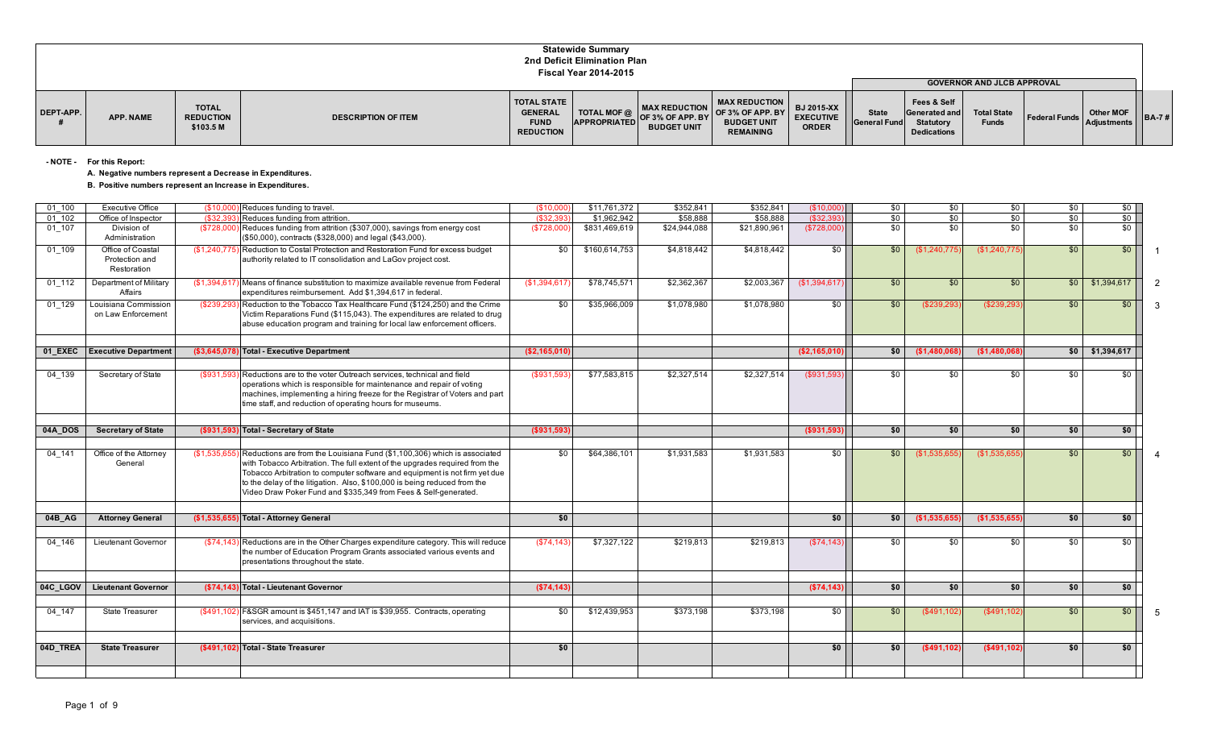# Statewide Summary
## 2nd Deficit Elimination Plan
### Fiscal Year 2014-2015

- NOTE - For this Report:
  - A. Negative numbers represent a Decrease in Expenditures.
  - B. Positive numbers represent an Increase in Expenditures.

| DEPT-APP. # | APP. NAME | TOTAL REDUCTION $103.5 M | DESCRIPTION OF ITEM | TOTAL STATE GENERAL FUND REDUCTION | TOTAL MOF @ APPROPRIATED | MAX REDUCTION OF 3% OF APP. BY BUDGET UNIT | MAX REDUCTION OF 3% OF APP. BY BUDGET UNIT REMAINING | BJ 2015-XX EXECUTIVE ORDER | GOVERNOR AND JLCB APPROVAL: State General Fund | Fees & Self Generated and Statutory Dedications | Total State Funds | Federal Funds | Other MOF Adjustments | BA-7 # |
|---|---|---|---|---|---|---|---|---|---|---|---|---|---|---|
| 01_100 | Executive Office | ($10,000) | Reduces funding to travel. | ($10,000) | $11,761,372 | $352,841 | $352,841 | ($10,000) | $0 | $0 | $0 | $0 | $0 | |
| 01_102 | Office of Inspector | ($32,393) | Reduces funding from attrition. | ($32,393) | $1,962,942 | $58,888 | $58,888 | ($32,393) | $0 | $0 | $0 | $0 | $0 | |
| 01_107 | Division of Administration | ($728,000) | Reduces funding from attrition ($307,000), savings from energy cost ($50,000), contracts ($328,000) and legal ($43,000). | ($728,000) | $831,469,619 | $24,944,088 | $21,890,961 | ($728,000) | $0 | $0 | $0 | $0 | $0 | |
| 01_109 | Office of Coastal Protection and Restoration | ($1,240,775) | Reduction to Costal Protection and Restoration Fund for excess budget authority related to IT consolidation and LaGov project cost. | $0 | $160,614,753 | $4,818,442 | $4,818,442 | $0 | $0 | ($1,240,775) | ($1,240,775) | $0 | $0 | 1 |
| 01_112 | Department of Military Affairs | ($1,394,617) | Means of finance substitution to maximize available revenue from Federal expenditures reimbursement. Add $1,394,617 in federal. | ($1,394,617) | $78,745,571 | $2,362,367 | $2,003,367 | ($1,394,617) | $0 | $0 | $0 | $0 | $1,394,617 | 2 |
| 01_129 | Louisiana Commission on Law Enforcement | ($239,293) | Reduction to the Tobacco Tax Healthcare Fund ($124,250) and the Crime Victim Reparations Fund ($115,043). The expenditures are related to drug abuse education program and training for local law enforcement officers. | $0 | $35,966,009 | $1,078,980 | $1,078,980 | $0 | $0 | ($239,293) | ($239,293) | $0 | $0 | 3 |
| **01_EXEC** | **Executive Department** | **($3,645,078)** | **Total - Executive Department** | **($2,165,010)** | | | | **($2,165,010)** | **$0** | **($1,480,068)** | **($1,480,068)** | **$0** | **$1,394,617** | |
| 04_139 | Secretary of State | ($931,593) | Reductions are to the voter Outreach services, technical and field operations which is responsible for maintenance and repair of voting machines, implementing a hiring freeze for the Registrar of Voters and part time staff, and reduction of operating hours for museums. | ($931,593) | $77,583,815 | $2,327,514 | $2,327,514 | ($931,593) | $0 | $0 | $0 | $0 | $0 | |
| **04A_DOS** | **Secretary of State** | **($931,593)** | **Total - Secretary of State** | **($931,593)** | | | | **($931,593)** | **$0** | **$0** | **$0** | **$0** | **$0** | |
| 04_141 | Office of the Attorney General | ($1,535,655) | Reductions are from the Louisiana Fund ($1,100,306) which is associated with Tobacco Arbitration. The full extent of the upgrades required from the Tobacco Arbitration to computer software and equipment is not firm yet due to the delay of the litigation. Also, $100,000 is being reduced from the Video Draw Poker Fund and $335,349 from Fees & Self-generated. | $0 | $64,386,101 | $1,931,583 | $1,931,583 | $0 | $0 | ($1,535,655) | ($1,535,655) | $0 | $0 | 4 |
| **04B_AG** | **Attorney General** | **($1,535,655)** | **Total - Attorney General** | **$0** | | | | **$0** | **$0** | **($1,535,655)** | **($1,535,655)** | **$0** | **$0** | |
| 04_146 | Lieutenant Governor | ($74,143) | Reductions are in the Other Charges expenditure category. This will reduce the number of Education Program Grants associated various events and presentations throughout the state. | ($74,143) | $7,327,122 | $219,813 | $219,813 | ($74,143) | $0 | $0 | $0 | $0 | $0 | |
| **04C_LGOV** | **Lieutenant Governor** | **($74,143)** | **Total - Lieutenant Governor** | **($74,143)** | | | | **($74,143)** | **$0** | **$0** | **$0** | **$0** | **$0** | |
| 04_147 | State Treasurer | ($491,102) | F&SGR amount is $451,147 and IAT is $39,955. Contracts, operating services, and acquisitions. | $0 | $12,439,953 | $373,198 | $373,198 | $0 | $0 | ($491,102) | ($491,102) | $0 | $0 | 5 |
| **04D_TREA** | **State Treasurer** | **($491,102)** | **Total - State Treasurer** | **$0** | | | | **$0** | **$0** | **($491,102)** | **($491,102)** | **$0** | **$0** | |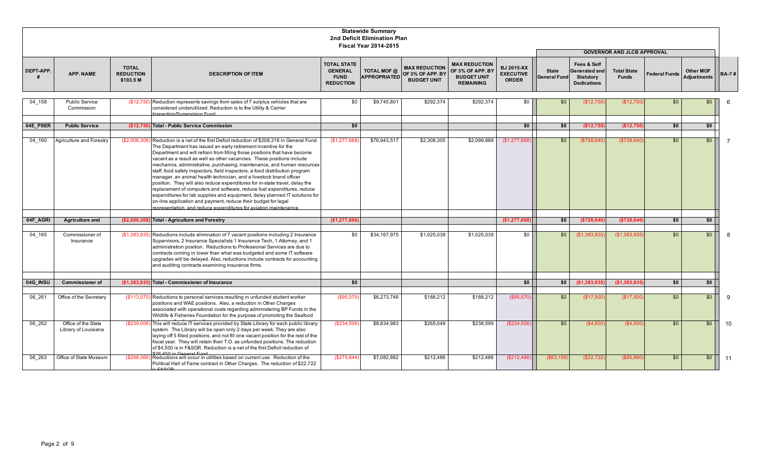**Statewide Summary**
**2nd Deficit Elimination Plan**
**Fiscal Year 2014-2015**

| DEPT-APP. # | APP. NAME | TOTAL REDUCTION $103.5 M | DESCRIPTION OF ITEM | TOTAL STATE GENERAL FUND REDUCTION | TOTAL MOF @ APPROPRIATED | MAX REDUCTION OF 3% OF APP. BY BUDGET UNIT | MAX REDUCTION OF 3% OF APP. BY BUDGET UNIT REMAINING | BJ 2015-XX EXECUTIVE ORDER | GOVERNOR AND JLCB APPROVAL: State General Fund | Fees & Self Generated and Statutory Dedications | Total State Funds | Federal Funds | Other MOF Adjustments | BA-7 # |
|---|---|---|---|---|---|---|---|---|---|---|---|---|---|---|
| 04_158 | Public Service Commission | ($12,750) | Reduction represents savings from sales of 7 surplus vehicles that are considered underutilized. Reduction is to the Utility & Carrier Inspection/Supervision Fund. | $0 | $9,745,801 | $292,374 | $292,374 | $0 | $0 | ($12,750) | ($12,750) | $0 | $0 | 6 |
| **04E_PSER** | **Public Service** | **($12,750)** | **Total - Public Service Commission** | **$0** | | | | **$0** | **$0** | **($12,750)** | **($12,750)** | **$0** | **$0** | |
| 04_160 | Agriculture and Forestry | ($2,006,308) | Reduction is a net of the first Deficit reduction of $208,316 in General Fund. The Department has issued an early retirement incentive for the Department and will refrain from filling those positions that have become vacant as a result as well as other vacancies. These positions include mechanics, administrative, purchasing, maintenance, and human resources staff, food safety inspectors, field inspectors, a food distribution program manager, an animal health technician, and a livestock brand officer position. They will also reduce expenditures for in-state travel, delay the replacement of computers and software, reduce fuel expenditures, reduce expenditures for lab supplies and equipment, delay planned IT solutions for on-line application and payment, reduce their budget for legal representation, and reduce expenditures for aviation maintenance. | ($1,277,668) | $76,943,517 | $2,308,305 | $2,099,989 | ($1,277,668) | $0 | ($728,640) | ($728,640) | $0 | $0 | 7 |
| **04F_AGRI** | **Agriculture and** | **($2,006,308)** | **Total - Agriculture and Forestry** | **($1,277,668)** | | | | **($1,277,668)** | **$0** | **($728,640)** | **($728,640)** | **$0** | **$0** | |
| 04_165 | Commissioner of Insurance | ($1,383,935) | Reductions include elimination of 7 vacant positions including 2 Insurance Supervisors, 2 Insurance Specialists 1 Insurance Tech, 1 Attorney, and 1 administration position. Reductions to Professional Services are due to contracts coming in lower than what was budgeted and some IT software upgrades will be delayed. Also, reductions include contracts for accounting and auditing contracts examining insurance firms. | $0 | $34,167,975 | $1,025,039 | $1,025,039 | $0 | $0 | ($1,383,935) | ($1,383,935) | $0 | $0 | 8 |
| **04G_INSU** | **Commissioner of** | **($1,383,935)** | **Total - Commissioner of Insurance** | **$0** | | | | **$0** | **$0** | **($1,383,935)** | **($1,383,935)** | **$0** | **$0** | |
| 06_261 | Office of the Secretary | ($113,070) | Reductions to personal services resulting in unfunded student worker positions and WAE positions. Also, a reduction in Other Charges associated with operational costs regarding administering BP Funds in the Wildlife & Fisheries Foundation for the purpose of promoting the Seafood | ($95,570) | $6,273,746 | $188,212 | $188,212 | ($95,570) | $0 | ($17,500) | ($17,500) | $0 | $0 | 9 |
| 06_262 | Office of the State Library of Louisiana | ($239,006) | This will reduce IT services provided by State Library for each public library system The Library will be open only 2 days per week. They are also laying off 5 filled positions, and not fill one vacant position for the rest of the fiscal year. They will retain their T.O. as unfunded positions. The reduction of $4,500 is in F&SGR. Reduction is a net of the first Deficit reduction of $26,450 in General Fund. | ($234,506) | $8,834,983 | $265,049 | $238,599 | ($234,506) | $0 | ($4,500) | ($4,500) | $0 | $0 | 10 |
| 06_263 | Office of State Museum | ($298,366) | Reductions will occur in utilities based on current use. Reduction of the Political Hall of Fame contract in Other Charges. The reduction of $22,722 is F&SGR. | ($275,644) | $7,082,882 | $212,486 | $212,486 | ($212,486) | ($63,158) | ($22,722) | ($85,880) | $0 | $0 | 11 |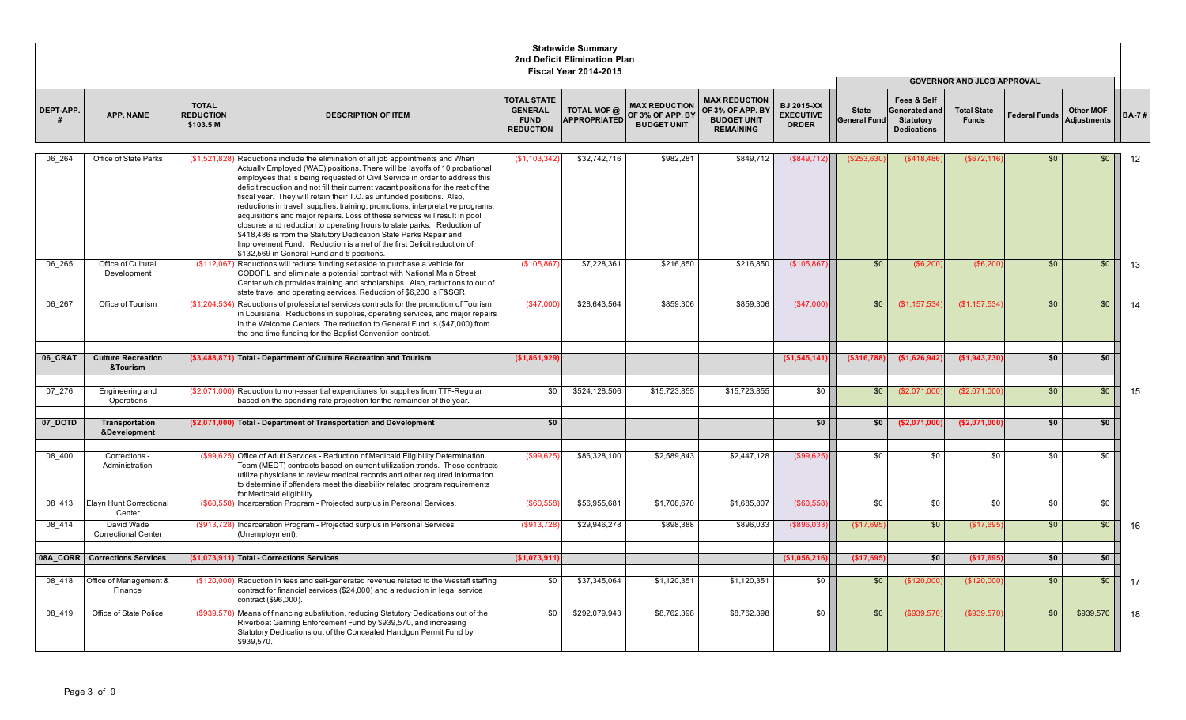# Statewide Summary
## 2nd Deficit Elimination Plan
### Fiscal Year 2014-2015

| DEPT-APP. # | APP. NAME | TOTAL REDUCTION $103.5 M | DESCRIPTION OF ITEM | TOTAL STATE GENERAL FUND REDUCTION | TOTAL MOF @ APPROPRIATED | MAX REDUCTION OF 3% OF APP. BY BUDGET UNIT | MAX REDUCTION OF 3% OF APP. BY BUDGET UNIT REMAINING | BJ 2015-XX EXECUTIVE ORDER | GOVERNOR AND JLCB APPROVAL: State General Fund | Fees & Self Generated and Statutory Dedications | Total State Funds | Federal Funds | Other MOF Adjustments | BA-7 # |
|---|---|---|---|---|---|---|---|---|---|---|---|---|---|---|
| 06_264 | Office of State Parks | ($1,521,828) | Reductions include the elimination of all job appointments and When Actually Employed (WAE) positions. There will be layoffs of 10 probational employees that is being requested of Civil Service in order to address this deficit reduction and not fill their current vacant positions for the rest of the fiscal year. They will retain their T.O. as unfunded positions. Also, reductions in travel, supplies, training, promotions, interpretative programs, acquisitions and major repairs. Loss of these services will result in pool closures and reduction to operating hours to state parks. Reduction of $418,486 is from the Statutory Dedication State Parks Repair and Improvement Fund. Reduction is a net of the first Deficit reduction of $132,569 in General Fund and 5 positions. | ($1,103,342) | $32,742,716 | $982,281 | $849,712 | ($849,712) | ($253,630) | ($418,486) | ($672,116) | $0 | $0 | 12 |
| 06_265 | Office of Cultural Development | ($112,067) | Reductions will reduce funding set aside to purchase a vehicle for CODOFIL and eliminate a potential contract with National Main Street Center which provides training and scholarships. Also, reductions to out of state travel and operating services. Reduction of $6,200 is F&SGR. | ($105,867) | $7,228,361 | $216,850 | $216,850 | ($105,867) | $0 | ($6,200) | ($6,200) | $0 | $0 | 13 |
| 06_267 | Office of Tourism | ($1,204,534) | Reductions of professional services contracts for the promotion of Tourism in Louisiana. Reductions in supplies, operating services, and major repairs in the Welcome Centers. The reduction to General Fund is ($47,000) from the one time funding for the Baptist Convention contract. | ($47,000) | $28,643,564 | $859,306 | $859,306 | ($47,000) | $0 | ($1,157,534) | ($1,157,534) | $0 | $0 | 14 |
| **06_CRAT** | **Culture Recreation &Tourism** | **($3,488,871)** | **Total - Department of Culture Recreation and Tourism** | **($1,861,929)** | | | | **($1,545,141)** | **($316,788)** | **($1,626,942)** | **($1,943,730)** | **$0** | **$0** | |
| 07_276 | Engineering and Operations | ($2,071,000) | Reduction to non-essential expenditures for supplies from TTF-Regular based on the spending rate projection for the remainder of the year. | $0 | $524,128,506 | $15,723,855 | $15,723,855 | $0 | $0 | ($2,071,000) | ($2,071,000) | $0 | $0 | 15 |
| **07_DOTD** | **Transportation &Development** | **($2,071,000)** | **Total - Department of Transportation and Development** | **$0** | | | | **$0** | **$0** | **($2,071,000)** | **($2,071,000)** | **$0** | **$0** | |
| 08_400 | Corrections - Administration | ($99,625) | Office of Adult Services - Reduction of Medicaid Eligibility Determination Team (MEDT) contracts based on current utilization trends. These contracts utilize physicians to review medical records and other required information to determine if offenders meet the disability related program requirements for Medicaid eligibility. | ($99,625) | $86,328,100 | $2,589,843 | $2,447,128 | ($99,625) | $0 | $0 | $0 | $0 | $0 | |
| 08_413 | Elayn Hunt Correctional Center | ($60,558) | Incarceration Program - Projected surplus in Personal Services. | ($60,558) | $56,955,681 | $1,708,670 | $1,685,807 | ($60,558) | $0 | $0 | $0 | $0 | $0 | |
| 08_414 | David Wade Correctional Center | ($913,728) | Incarceration Program - Projected surplus in Personal Services (Unemployment). | ($913,728) | $29,946,278 | $898,388 | $896,033 | ($896,033) | ($17,695) | $0 | ($17,695) | $0 | $0 | 16 |
| **08A_CORR** | **Corrections Services** | **($1,073,911)** | **Total - Corrections Services** | **($1,073,911)** | | | | **($1,056,216)** | **($17,695)** | **$0** | **($17,695)** | **$0** | **$0** | |
| 08_418 | Office of Management & Finance | ($120,000) | Reduction in fees and self-generated revenue related to the Westaff staffing contract for financial services ($24,000) and a reduction in legal service contract ($96,000). | $0 | $37,345,064 | $1,120,351 | $1,120,351 | $0 | $0 | ($120,000) | ($120,000) | $0 | $0 | 17 |
| 08_419 | Office of State Police | ($939,570) | Means of financing substitution, reducing Statutory Dedications out of the Riverboat Gaming Enforcement Fund by $939,570, and increasing Statutory Dedications out of the Concealed Handgun Permit Fund by $939,570. | $0 | $292,079,943 | $8,762,398 | $8,762,398 | $0 | $0 | ($939,570) | ($939,570) | $0 | $939,570 | 18 |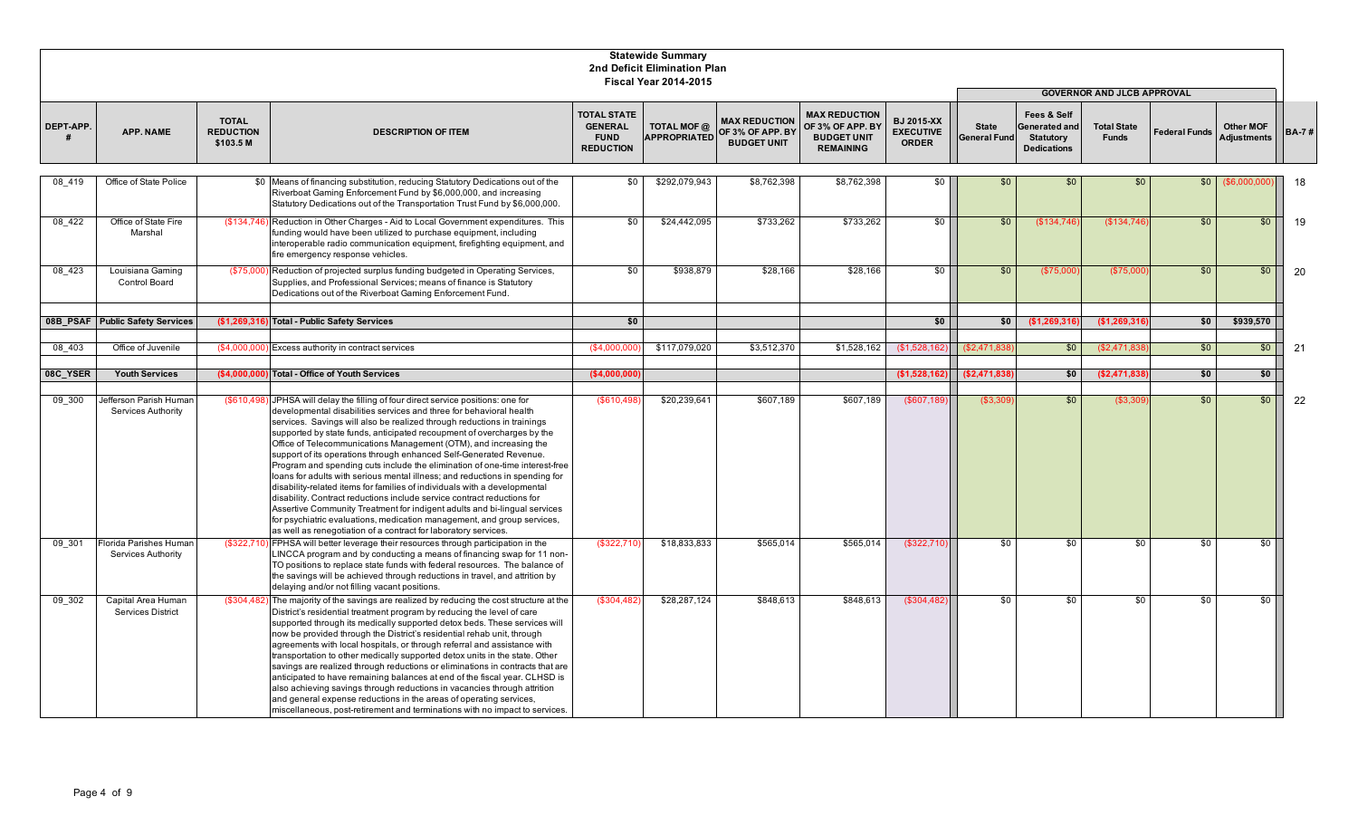# Statewide Summary
## 2nd Deficit Elimination Plan
### Fiscal Year 2014-2015

| DEPT-APP. # | APP. NAME | TOTAL REDUCTION $103.5 M | DESCRIPTION OF ITEM | TOTAL STATE GENERAL FUND REDUCTION | TOTAL MOF @ APPROPRIATED | MAX REDUCTION OF 3% OF APP. BY BUDGET UNIT | MAX REDUCTION OF 3% OF APP. BY BUDGET UNIT REMAINING | BJ 2015-XX EXECUTIVE ORDER | GOVERNOR AND JLCB APPROVAL: State General Fund | Fees & Self Generated and Statutory Dedications | Total State Funds | Federal Funds | Other MOF Adjustments | BA-7 # |
|---|---|---|---|---|---|---|---|---|---|---|---|---|---|---|
| 08_419 | Office of State Police | $0 | Means of financing substitution, reducing Statutory Dedications out of the Riverboat Gaming Enforcement Fund by $6,000,000, and increasing Statutory Dedications out of the Transportation Trust Fund by $6,000,000. | $0 | $292,079,943 | $8,762,398 | $8,762,398 | $0 | $0 | $0 | $0 | $0 | ($6,000,000) | 18 |
| 08_422 | Office of State Fire Marshal | ($134,746) | Reduction in Other Charges - Aid to Local Government expenditures. This funding would have been utilized to purchase equipment, including interoperable radio communication equipment, firefighting equipment, and fire emergency response vehicles. | $0 | $24,442,095 | $733,262 | $733,262 | $0 | $0 | ($134,746) | ($134,746) | $0 | $0 | 19 |
| 08_423 | Louisiana Gaming Control Board | ($75,000) | Reduction of projected surplus funding budgeted in Operating Services, Supplies, and Professional Services; means of finance is Statutory Dedications out of the Riverboat Gaming Enforcement Fund. | $0 | $938,879 | $28,166 | $28,166 | $0 | $0 | ($75,000) | ($75,000) | $0 | $0 | 20 |
| **08B_PSAF** | **Public Safety Services** | **($1,269,316)** | **Total - Public Safety Services** | **$0** | | | | **$0** | **$0** | **($1,269,316)** | **($1,269,316)** | **$0** | **$939,570** | |
| 08_403 | Office of Juvenile | ($4,000,000) | Excess authority in contract services | ($4,000,000) | $117,079,020 | $3,512,370 | $1,528,162 | ($1,528,162) | ($2,471,838) | $0 | ($2,471,838) | $0 | $0 | 21 |
| **08C_YSER** | **Youth Services** | **($4,000,000)** | **Total - Office of Youth Services** | **($4,000,000)** | | | | **($1,528,162)** | **($2,471,838)** | **$0** | **($2,471,838)** | **$0** | **$0** | |
| 09_300 | Jefferson Parish Human Services Authority | ($610,498) | JPHSA will delay the filling of four direct service positions: one for developmental disabilities services and three for behavioral health services. Savings will also be realized through reductions in trainings supported by state funds, anticipated recoupment of overcharges by the Office of Telecommunications Management (OTM), and increasing the support of its operations through enhanced Self-Generated Revenue. Program and spending cuts include the elimination of one-time interest-free loans for adults with serious mental illness; and reductions in spending for disability-related items for families of individuals with a developmental disability. Contract reductions include service contract reductions for Assertive Community Treatment for indigent adults and bi-lingual services for psychiatric evaluations, medication management, and group services, as well as renegotiation of a contract for laboratory services. | ($610,498) | $20,239,641 | $607,189 | $607,189 | ($607,189) | ($3,309) | $0 | ($3,309) | $0 | $0 | 22 |
| 09_301 | Florida Parishes Human Services Authority | ($322,710) | FPHSA will better leverage their resources through participation in the LINCCA program and by conducting a means of financing swap for 11 non-TO positions to replace state funds with federal resources. The balance of the savings will be achieved through reductions in travel, and attrition by delaying and/or not filling vacant positions. | ($322,710) | $18,833,833 | $565,014 | $565,014 | ($322,710) | $0 | $0 | $0 | $0 | $0 | |
| 09_302 | Capital Area Human Services District | ($304,482) | The majority of the savings are realized by reducing the cost structure at the District's residential treatment program by reducing the level of care supported through its medically supported detox beds. These services will now be provided through the District's residential rehab unit, through agreements with local hospitals, or through referral and assistance with transportation to other medically supported detox units in the state. Other savings are realized through reductions or eliminations in contracts that are anticipated to have remaining balances at end of the fiscal year. CLHSD is also achieving savings through reductions in vacancies through attrition and general expense reductions in the areas of operating services, miscellaneous, post-retirement and terminations with no impact to services. | ($304,482) | $28,287,124 | $848,613 | $848,613 | ($304,482) | $0 | $0 | $0 | $0 | $0 | |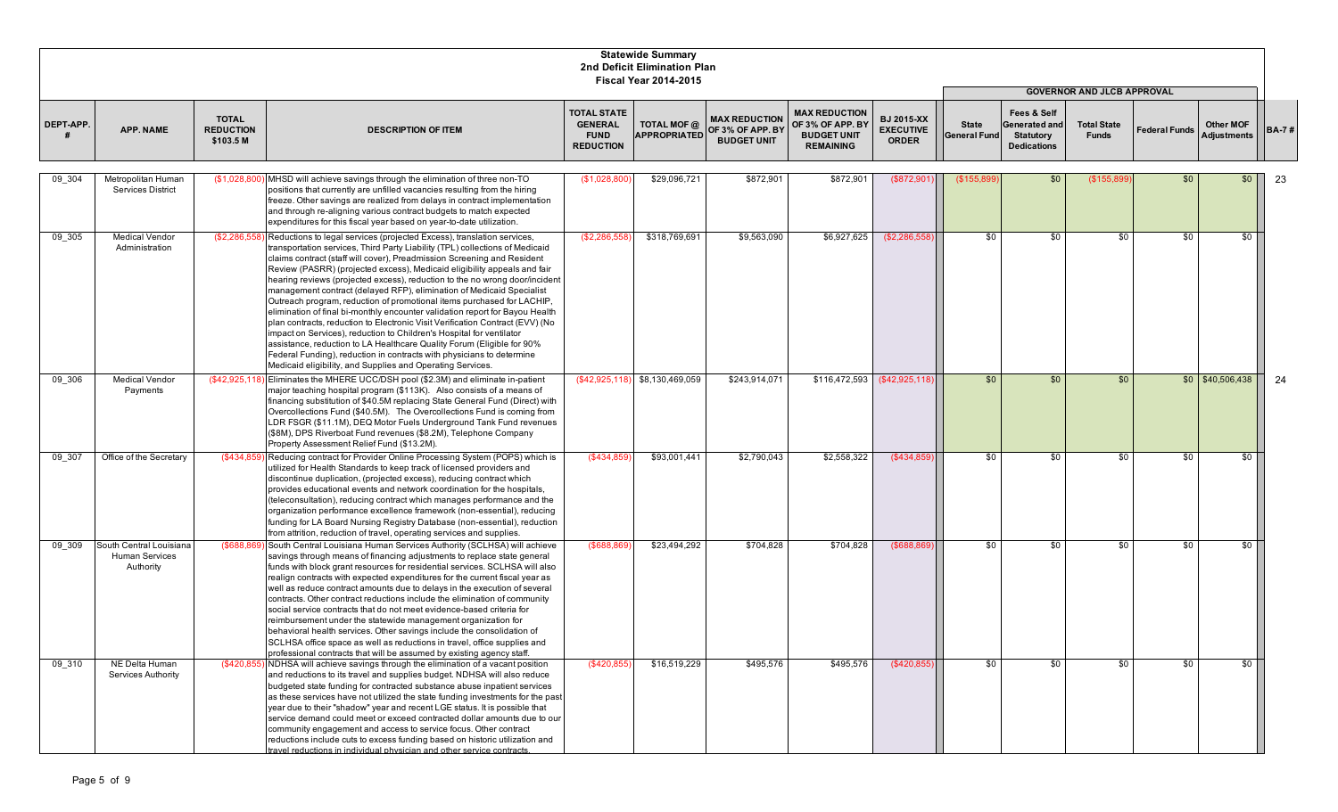# Statewide Summary
## 2nd Deficit Elimination Plan
### Fiscal Year 2014-2015

| DEPT-APP. # | APP. NAME | TOTAL REDUCTION $103.5 M | DESCRIPTION OF ITEM | TOTAL STATE GENERAL FUND REDUCTION | TOTAL MOF @ APPROPRIATED | MAX REDUCTION OF 3% OF APP. BY BUDGET UNIT | MAX REDUCTION OF 3% OF APP. BY BUDGET UNIT REMAINING | BJ 2015-XX EXECUTIVE ORDER | GOVERNOR AND JLCB APPROVAL | | | | | BA-7 # |
|---|---|---|---|---|---|---|---|---|---|---|---|---|---|---|
| | | | | | | | | | State General Fund | Fees & Self Generated and Statutory Dedications | Total State Funds | Federal Funds | Other MOF Adjustments | |
| 09_304 | Metropolitan Human Services District | ($1,028,800) | MHSD will achieve savings through the elimination of three non-TO positions that currently are unfilled vacancies resulting from the hiring freeze. Other savings are realized from delays in contract implementation and through re-aligning various contract budgets to match expected expenditures for this fiscal year based on year-to-date utilization. | ($1,028,800) | $29,096,721 | $872,901 | $872,901 | ($872,901) | ($155,899) | $0 | ($155,899) | $0 | $0 | 23 |
| 09_305 | Medical Vendor Administration | ($2,286,558) | Reductions to legal services (projected Excess), translation services, transportation services, Third Party Liability (TPL) collections of Medicaid claims contract (staff will cover), Preadmission Screening and Resident Review (PASRR) (projected excess), Medicaid eligibility appeals and fair hearing reviews (projected excess), reduction to the no wrong door/incident management contract (delayed RFP), elimination of Medicaid Specialist Outreach program, reduction of promotional items purchased for LACHIP, elimination of final bi-monthly encounter validation report for Bayou Health plan contracts, reduction to Electronic Visit Verification Contract (EVV) (No impact on Services), reduction to Children's Hospital for ventilator assistance, reduction to LA Healthcare Quality Forum (Eligible for 90% Federal Funding), reduction in contracts with physicians to determine Medicaid eligibility, and Supplies and Operating Services. | ($2,286,558) | $318,769,691 | $9,563,090 | $6,927,625 | ($2,286,558) | $0 | $0 | $0 | $0 | $0 | |
| 09_306 | Medical Vendor Payments | ($42,925,118) | Eliminates the MHERE UCC/DSH pool ($2.3M) and eliminate in-patient major teaching hospital program ($113K). Also consists of a means of financing substitution of $40.5M replacing State General Fund (Direct) with Overcollections Fund ($40.5M). The Overcollections Fund is coming from LDR FSGR ($11.1M), DEQ Motor Fuels Underground Tank Fund revenues ($8M), DPS Riverboat Fund revenues ($8.2M), Telephone Company Property Assessment Relief Fund ($13.2M). | ($42,925,118) | $8,130,469,059 | $243,914,071 | $116,472,593 | ($42,925,118) | $0 | $0 | $0 | $0 | $40,506,438 | 24 |
| 09_307 | Office of the Secretary | ($434,859) | Reducing contract for Provider Online Processing System (POPS) which is utilized for Health Standards to keep track of licensed providers and discontinue duplication, (projected excess), reducing contract which provides educational events and network coordination for the hospitals, (teleconsultation), reducing contract which manages performance and the organization performance excellence framework (non-essential), reducing funding for LA Board Nursing Registry Database (non-essential), reduction from attrition, reduction of travel, operating services and supplies. | ($434,859) | $93,001,441 | $2,790,043 | $2,558,322 | ($434,859) | $0 | $0 | $0 | $0 | $0 | |
| 09_309 | South Central Louisiana Human Services Authority | ($688,869) | South Central Louisiana Human Services Authority (SCLHSA) will achieve savings through means of financing adjustments to replace state general funds with block grant resources for residential services. SCLHSA will also realign contracts with expected expenditures for the current fiscal year as well as reduce contract amounts due to delays in the execution of several contracts. Other contract reductions include the elimination of community social service contracts that do not meet evidence-based criteria for reimbursement under the statewide management organization for behavioral health services. Other savings include the consolidation of SCLHSA office space as well as reductions in travel, office supplies and professional contracts that will be assumed by existing agency staff. | ($688,869) | $23,494,292 | $704,828 | $704,828 | ($688,869) | $0 | $0 | $0 | $0 | $0 | |
| 09_310 | NE Delta Human Services Authority | ($420,855) | NDHSA will achieve savings through the elimination of a vacant position and reductions to its travel and supplies budget. NDHSA will also reduce budgeted state funding for contracted substance abuse inpatient services as these services have not utilized the state funding investments for the past year due to their "shadow" year and recent LGE status. It is possible that service demand could meet or exceed contracted dollar amounts due to our community engagement and access to service focus. Other contract reductions include cuts to excess funding based on historic utilization and travel reductions in individual physician and other service contracts. | ($420,855) | $16,519,229 | $495,576 | $495,576 | ($420,855) | $0 | $0 | $0 | $0 | $0 | |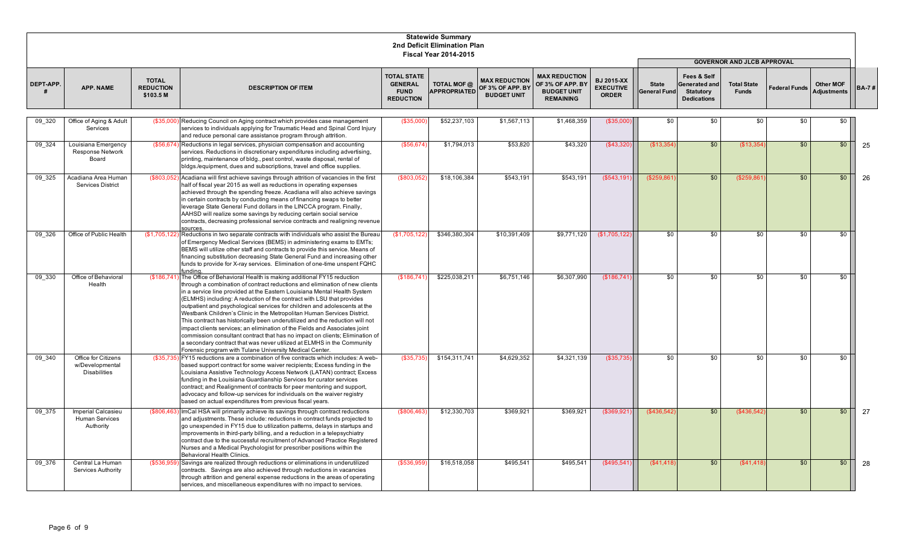# Statewide Summary
## 2nd Deficit Elimination Plan
### Fiscal Year 2014-2015

| DEPT-APP. # | APP. NAME | TOTAL REDUCTION $103.5 M | DESCRIPTION OF ITEM | TOTAL STATE GENERAL FUND REDUCTION | TOTAL MOF @ APPROPRIATED | MAX REDUCTION OF 3% OF APP. BY BUDGET UNIT | MAX REDUCTION OF 3% OF APP. BY BUDGET UNIT REMAINING | BJ 2015-XX EXECUTIVE ORDER | GOVERNOR AND JLCB APPROVAL | | | | | BA-7 # |
|---|---|---|---|---|---|---|---|---|---|---|---|---|---|---|
| | | | | | | | | | State General Fund | Fees & Self Generated and Statutory Dedications | Total State Funds | Federal Funds | Other MOF Adjustments | |
| 09_320 | Office of Aging & Adult Services | ($35,000) | Reducing Council on Aging contract which provides case management services to individuals applying for Traumatic Head and Spinal Cord Injury and reduce personal care assistance program through attrition. | ($35,000) | $52,237,103 | $1,567,113 | $1,468,359 | ($35,000) | $0 | $0 | $0 | $0 | $0 | |
| 09_324 | Louisiana Emergency Response Network Board | ($56,674) | Reductions in legal services, physician compensation and accounting services. Reductions in discretionary expenditures including advertising, printing, maintenance of bldg., pest control, waste disposal, rental of bldgs./equipment, dues and subscriptions, travel and office supplies. | ($56,674) | $1,794,013 | $53,820 | $43,320 | ($43,320) | ($13,354) | $0 | ($13,354) | $0 | $0 | 25 |
| 09_325 | Acadiana Area Human Services District | ($803,052) | Acadiana will first achieve savings through attrition of vacancies in the first half of fiscal year 2015 as well as reductions in operating expenses achieved through the spending freeze. Acadiana will also achieve savings in certain contracts by conducting means of financing swaps to better leverage State General Fund dollars in the LINCCA program. Finally, AAHSD will realize some savings by reducing certain social service contracts, decreasing professional service contracts and realigning revenue sources. | ($803,052) | $18,106,384 | $543,191 | $543,191 | ($543,191) | ($259,861) | $0 | ($259,861) | $0 | $0 | 26 |
| 09_326 | Office of Public Health | ($1,705,122) | Reductions in two separate contracts with individuals who assist the Bureau of Emergency Medical Services (BEMS) in administering exams to EMTs; BEMS will utilize other staff and contracts to provide this service. Means of financing substitution decreasing State General Fund and increasing other funds to provide for X-ray services. Elimination of one-time unspent FQHC funding. | ($1,705,122) | $346,380,304 | $10,391,409 | $9,771,120 | ($1,705,122) | $0 | $0 | $0 | $0 | $0 | |
| 09_330 | Office of Behavioral Health | ($186,741) | The Office of Behavioral Health is making additional FY15 reduction through a combination of contract reductions and elimination of new clients in a service line provided at the Eastern Louisiana Mental Health System (ELMHS) including: A reduction of the contract with LSU that provides outpatient and psychological services for children and adolescents at the Westbank Children's Clinic in the Metropolitan Human Services District. This contract has historically been underutilized and the reduction will not impact clients services; an elimination of the Fields and Associates joint commission consultant contract that has no impact on clients; Elimination of a secondary contract that was never utilized at ELMHS in the Community Forensic program with Tulane University Medical Center. | ($186,741) | $225,038,211 | $6,751,146 | $6,307,990 | ($186,741) | $0 | $0 | $0 | $0 | $0 | |
| 09_340 | Office for Citizens w/Developmental Disabilities | ($35,735) | FY15 reductions are a combination of five contracts which includes: A web-based support contract for some waiver recipients; Excess funding in the Louisiana Assistive Technology Access Network (LATAN) contract; Excess funding in the Louisiana Guardianship Services for curator services contract; and Realignment of contracts for peer mentoring and support, advocacy and follow-up services for individuals on the waiver registry based on actual expenditures from previous fiscal years. | ($35,735) | $154,311,741 | $4,629,352 | $4,321,139 | ($35,735) | $0 | $0 | $0 | $0 | $0 | |
| 09_375 | Imperial Calcasieu Human Services Authority | ($806,463) | ImCal HSA will primarily achieve its savings through contract reductions and adjustments. These include: reductions in contract funds projected to go unexpended in FY15 due to utilization patterns, delays in startups and improvements in third-party billing, and a reduction in a telepsychiatry contract due to the successful recruitment of Advanced Practice Registered Nurses and a Medical Psychologist for prescriber positions within the Behavioral Health Clinics. | ($806,463) | $12,330,703 | $369,921 | $369,921 | ($369,921) | ($436,542) | $0 | ($436,542) | $0 | $0 | 27 |
| 09_376 | Central La Human Services Authority | ($536,959) | Savings are realized through reductions or eliminations in underutilized contracts. Savings are also achieved through reductions in vacancies through attrition and general expense reductions in the areas of operating services, and miscellaneous expenditures with no impact to services. | ($536,959) | $16,518,058 | $495,541 | $495,541 | ($495,541) | ($41,418) | $0 | ($41,418) | $0 | $0 | 28 |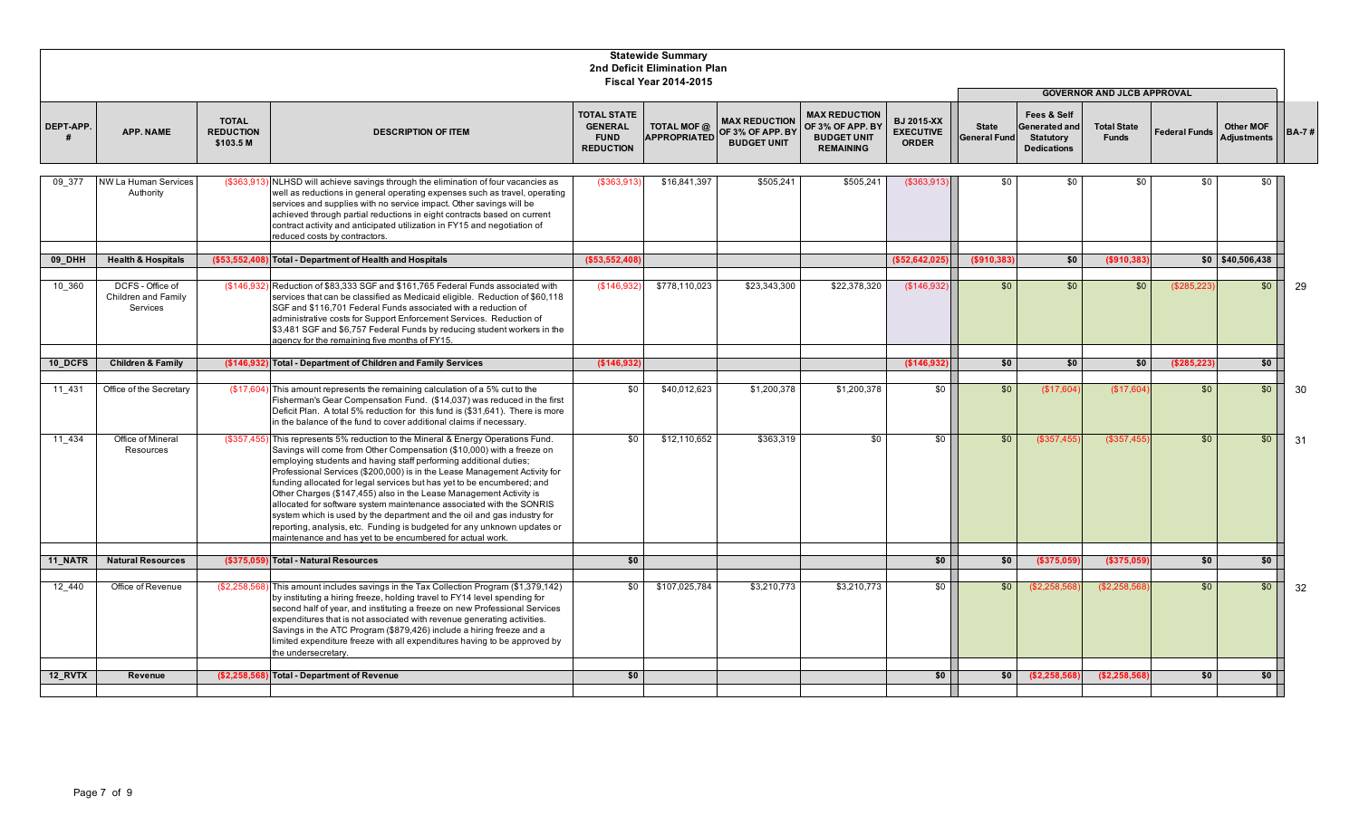# Statewide Summary
## 2nd Deficit Elimination Plan
### Fiscal Year 2014-2015

| DEPT-APP. # | APP. NAME | TOTAL REDUCTION $103.5 M | DESCRIPTION OF ITEM | TOTAL STATE GENERAL FUND REDUCTION | TOTAL MOF @ APPROPRIATED | MAX REDUCTION OF 3% OF APP. BY BUDGET UNIT | MAX REDUCTION OF 3% OF APP. BY BUDGET UNIT REMAINING | BJ 2015-XX EXECUTIVE ORDER | GOVERNOR AND JLCB APPROVAL | | | | | BA-7 # |
|---|---|---|---|---|---|---|---|---|---|---|---|---|---|---|
| | | | | | | | | | State General Fund | Fees & Self Generated and Statutory Dedications | Total State Funds | Federal Funds | Other MOF Adjustments | |
| 09_377 | NW La Human Services Authority | ($363,913) | NLHSD will achieve savings through the elimination of four vacancies as well as reductions in general operating expenses such as travel, operating services and supplies with no service impact. Other savings will be achieved through partial reductions in eight contracts based on current contract activity and anticipated utilization in FY15 and negotiation of reduced costs by contractors. | ($363,913) | $16,841,397 | $505,241 | $505,241 | ($363,913) | $0 | $0 | $0 | $0 | $0 | |
| **09_DHH** | **Health & Hospitals** | **($53,552,408)** | **Total - Department of Health and Hospitals** | **($53,552,408)** | | | | **($52,642,025)** | **($910,383)** | **$0** | **($910,383)** | **$0** | **$40,506,438** | |
| 10_360 | DCFS - Office of Children and Family Services | ($146,932) | Reduction of $83,333 SGF and $161,765 Federal Funds associated with services that can be classified as Medicaid eligible. Reduction of $60,118 SGF and $116,701 Federal Funds associated with a reduction of administrative costs for Support Enforcement Services. Reduction of $3,481 SGF and $6,757 Federal Funds by reducing student workers in the agency for the remaining five months of FY15. | ($146,932) | $778,110,023 | $23,343,300 | $22,378,320 | ($146,932) | $0 | $0 | $0 | ($285,223) | $0 | 29 |
| **10_DCFS** | **Children & Family** | **($146,932)** | **Total - Department of Children and Family Services** | **($146,932)** | | | | **($146,932)** | **$0** | **$0** | **$0** | **($285,223)** | **$0** | |
| 11_431 | Office of the Secretary | ($17,604) | This amount represents the remaining calculation of a 5% cut to the Fisherman's Gear Compensation Fund. ($14,037) was reduced in the first Deficit Plan. A total 5% reduction for this fund is ($31,641). There is more in the balance of the fund to cover additional claims if necessary. | $0 | $40,012,623 | $1,200,378 | $1,200,378 | $0 | $0 | ($17,604) | ($17,604) | $0 | $0 | 30 |
| 11_434 | Office of Mineral Resources | ($357,455) | This represents 5% reduction to the Mineral & Energy Operations Fund. Savings will come from Other Compensation ($10,000) with a freeze on employing students and having staff performing additional duties; Professional Services ($200,000) is in the Lease Management Activity for funding allocated for legal services but has yet to be encumbered; and Other Charges ($147,455) also in the Lease Management Activity is allocated for software system maintenance associated with the SONRIS system which is used by the department and the oil and gas industry for reporting, analysis, etc. Funding is budgeted for any unknown updates or maintenance and has yet to be encumbered for actual work. | $0 | $12,110,652 | $363,319 | $0 | $0 | $0 | ($357,455) | ($357,455) | $0 | $0 | 31 |
| **11_NATR** | **Natural Resources** | **($375,059)** | **Total - Natural Resources** | **$0** | | | | **$0** | **$0** | **($375,059)** | **($375,059)** | **$0** | **$0** | |
| 12_440 | Office of Revenue | ($2,258,568) | This amount includes savings in the Tax Collection Program ($1,379,142) by instituting a hiring freeze, holding travel to FY14 level spending for second half of year, and instituting a freeze on new Professional Services expenditures that is not associated with revenue generating activities. Savings in the ATC Program ($879,426) include a hiring freeze and a limited expenditure freeze with all expenditures having to be approved by the undersecretary. | $0 | $107,025,784 | $3,210,773 | $3,210,773 | $0 | $0 | ($2,258,568) | ($2,258,568) | $0 | $0 | 32 |
| **12_RVTX** | **Revenue** | **($2,258,568)** | **Total - Department of Revenue** | **$0** | | | | **$0** | **$0** | **($2,258,568)** | **($2,258,568)** | **$0** | **$0** | |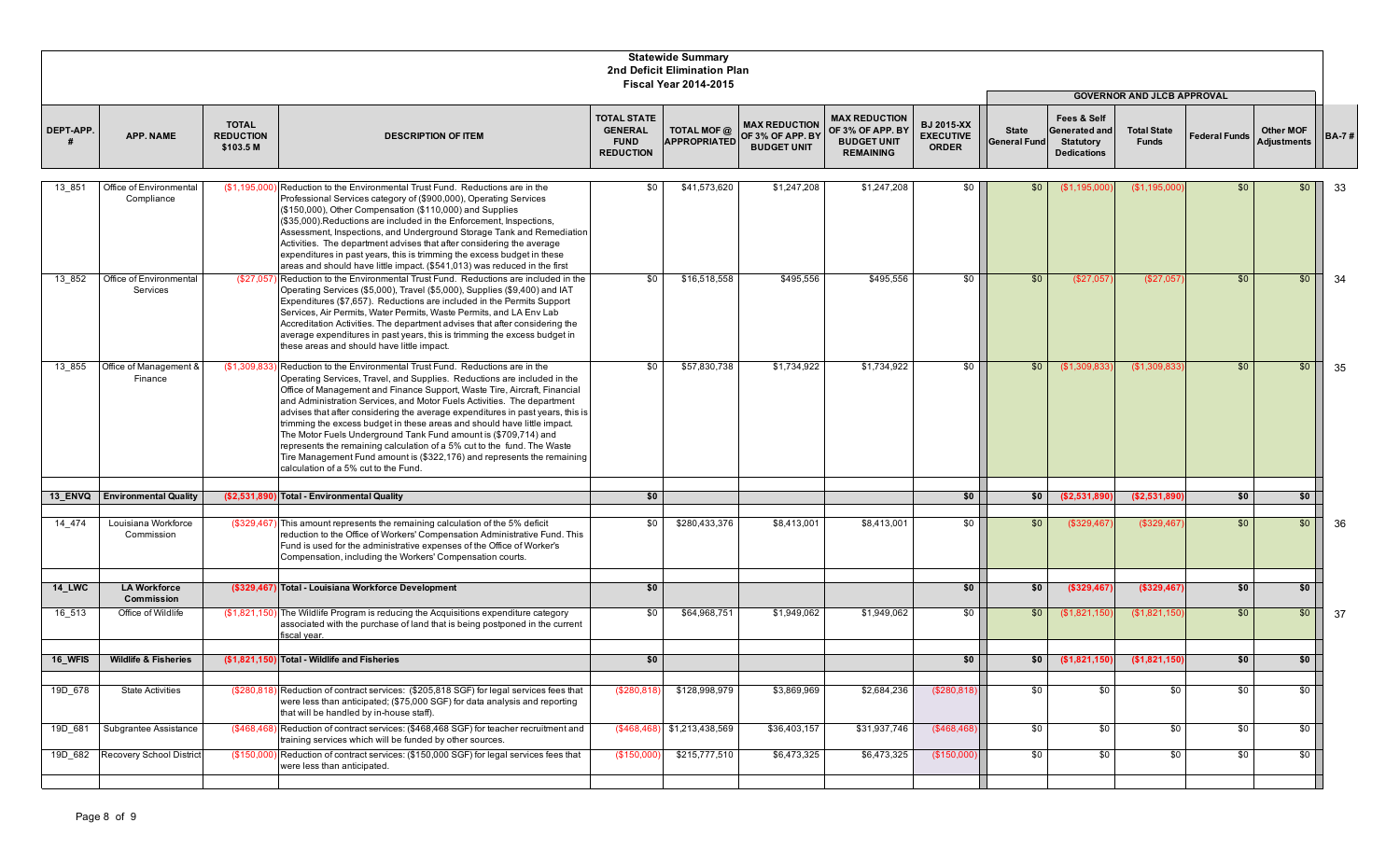# Statewide Summary
## 2nd Deficit Elimination Plan
### Fiscal Year 2014-2015

| DEPT-APP. # | APP. NAME | TOTAL REDUCTION $103.5 M | DESCRIPTION OF ITEM | TOTAL STATE GENERAL FUND REDUCTION | TOTAL MOF @ APPROPRIATED | MAX REDUCTION OF 3% OF APP. BY BUDGET UNIT | MAX REDUCTION OF 3% OF APP. BY BUDGET UNIT REMAINING | BJ 2015-XX EXECUTIVE ORDER | GOVERNOR AND JLCB APPROVAL: State General Fund | Fees & Self Generated and Statutory Dedications | Total State Funds | Federal Funds | Other MOF Adjustments | BA-7 # |
|---|---|---|---|---|---|---|---|---|---|---|---|---|---|---|
| 13_851 | Office of Environmental Compliance | ($1,195,000) | Reduction to the Environmental Trust Fund. Reductions are in the Professional Services category of ($900,000), Operating Services ($150,000), Other Compensation ($110,000) and Supplies ($35,000).Reductions are included in the Enforcement, Inspections, Assessment, Inspections, and Underground Storage Tank and Remediation Activities. The department advises that after considering the average expenditures in past years, this is trimming the excess budget in these areas and should have little impact. ($541,013) was reduced in the first | $0 | $41,573,620 | $1,247,208 | $1,247,208 | $0 | $0 | ($1,195,000) | ($1,195,000) | $0 | $0 | 33 |
| 13_852 | Office of Environmental Services | ($27,057) | Reduction to the Environmental Trust Fund. Reductions are included in the Operating Services ($5,000), Travel ($5,000), Supplies ($9,400) and IAT Expenditures ($7,657). Reductions are included in the Permits Support Services, Air Permits, Water Permits, Waste Permits, and LA Env Lab Accreditation Activities. The department advises that after considering the average expenditures in past years, this is trimming the excess budget in these areas and should have little impact. | $0 | $16,518,558 | $495,556 | $495,556 | $0 | $0 | ($27,057) | ($27,057) | $0 | $0 | 34 |
| 13_855 | Office of Management & Finance | ($1,309,833) | Reduction to the Environmental Trust Fund. Reductions are in the Operating Services, Travel, and Supplies. Reductions are included in the Office of Management and Finance Support, Waste Tire, Aircraft, Financial and Administration Services, and Motor Fuels Activities. The department advises that after considering the average expenditures in past years, this is trimming the excess budget in these areas and should have little impact. The Motor Fuels Underground Tank Fund amount is ($709,714) and represents the remaining calculation of a 5% cut to the fund. The Waste Tire Management Fund amount is ($322,176) and represents the remaining calculation of a 5% cut to the Fund. | $0 | $57,830,738 | $1,734,922 | $1,734,922 | $0 | $0 | ($1,309,833) | ($1,309,833) | $0 | $0 | 35 |
| **13_ENVQ** | **Environmental Quality** | **($2,531,890)** | **Total - Environmental Quality** | **$0** | | | | **$0** | **$0** | **($2,531,890)** | **($2,531,890)** | **$0** | **$0** | |
| 14_474 | Louisiana Workforce Commission | ($329,467) | This amount represents the remaining calculation of the 5% deficit reduction to the Office of Workers' Compensation Administrative Fund. This Fund is used for the administrative expenses of the Office of Worker's Compensation, including the Workers' Compensation courts. | $0 | $280,433,376 | $8,413,001 | $8,413,001 | $0 | $0 | ($329,467) | ($329,467) | $0 | $0 | 36 |
| **14_LWC** | **LA Workforce Commission** | **($329,467)** | **Total - Louisiana Workforce Development** | **$0** | | | | **$0** | **$0** | **($329,467)** | **($329,467)** | **$0** | **$0** | |
| 16_513 | Office of Wildlife | ($1,821,150) | The Wildlife Program is reducing the Acquisitions expenditure category associated with the purchase of land that is being postponed in the current fiscal year. | $0 | $64,968,751 | $1,949,062 | $1,949,062 | $0 | $0 | ($1,821,150) | ($1,821,150) | $0 | $0 | 37 |
| **16_WFIS** | **Wildlife & Fisheries** | **($1,821,150)** | **Total - Wildlife and Fisheries** | **$0** | | | | **$0** | **$0** | **($1,821,150)** | **($1,821,150)** | **$0** | **$0** | |
| 19D_678 | State Activities | ($280,818) | Reduction of contract services: ($205,818 SGF) for legal services fees that were less than anticipated; ($75,000 SGF) for data analysis and reporting that will be handled by in-house staff). | ($280,818) | $128,998,979 | $3,869,969 | $2,684,236 | ($280,818) | $0 | $0 | $0 | $0 | $0 | |
| 19D_681 | Subgrantee Assistance | ($468,468) | Reduction of contract services: ($468,468 SGF) for teacher recruitment and training services which will be funded by other sources. | ($468,468) | $1,213,438,569 | $36,403,157 | $31,937,746 | ($468,468) | $0 | $0 | $0 | $0 | $0 | |
| 19D_682 | Recovery School District | ($150,000) | Reduction of contract services: ($150,000 SGF) for legal services fees that were less than anticipated. | ($150,000) | $215,777,510 | $6,473,325 | $6,473,325 | ($150,000) | $0 | $0 | $0 | $0 | $0 | |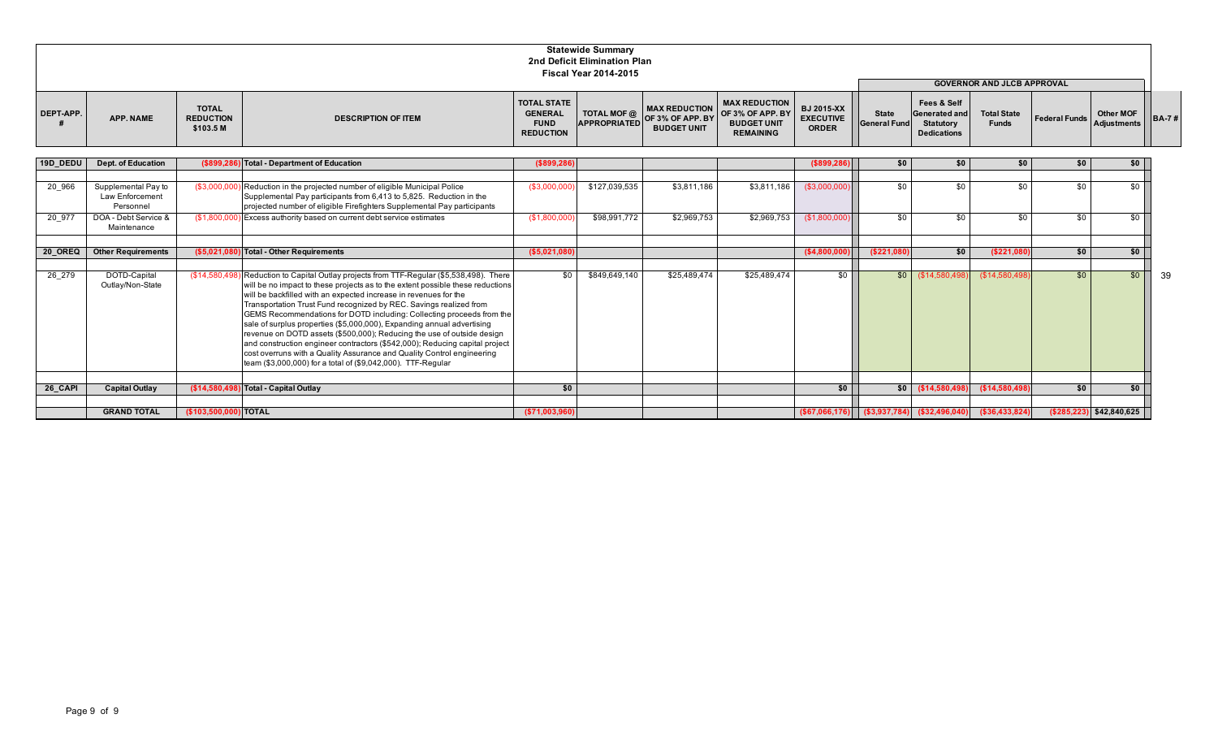# Statewide Summary
## 2nd Deficit Elimination Plan
### Fiscal Year 2014-2015

| DEPT-APP. # | APP. NAME | TOTAL REDUCTION $103.5 M | DESCRIPTION OF ITEM | TOTAL STATE GENERAL FUND REDUCTION | TOTAL MOF @ APPROPRIATED | MAX REDUCTION OF 3% OF APP. BY BUDGET UNIT | MAX REDUCTION OF 3% OF APP. BY BUDGET UNIT REMAINING | BJ 2015-XX EXECUTIVE ORDER | GOVERNOR AND JLCB APPROVAL: State General Fund | Fees & Self Generated and Statutory Dedications | Total State Funds | Federal Funds | Other MOF Adjustments | BA-7 # |
|---|---|---|---|---|---|---|---|---|---|---|---|---|---|---|
| 19D_DEDU | Dept. of Education | ($899,286) | Total - Department of Education | ($899,286) | | | | ($899,286) | $0 | $0 | $0 | $0 | $0 | |
| 20_966 | Supplemental Pay to Law Enforcement Personnel | ($3,000,000) | Reduction in the projected number of eligible Municipal Police Supplemental Pay participants from 6,413 to 5,825. Reduction in the projected number of eligible Firefighters Supplemental Pay participants | ($3,000,000) | $127,039,535 | $3,811,186 | $3,811,186 | ($3,000,000) | $0 | $0 | $0 | $0 | $0 | |
| 20_977 | DOA - Debt Service & Maintenance | ($1,800,000) | Excess authority based on current debt service estimates | ($1,800,000) | $98,991,772 | $2,969,753 | $2,969,753 | ($1,800,000) | $0 | $0 | $0 | $0 | $0 | |
| 20_OREQ | Other Requirements | ($5,021,080) | Total - Other Requirements | ($5,021,080) | | | | ($4,800,000) | ($221,080) | $0 | ($221,080) | $0 | $0 | |
| 26_279 | DOTD-Capital Outlay/Non-State | ($14,580,498) | Reduction to Capital Outlay projects from TTF-Regular ($5,538,498). There will be no impact to these projects as to the extent possible these reductions will be backfilled with an expected increase in revenues for the Transportation Trust Fund recognized by REC. Savings realized from GEMS Recommendations for DOTD including: Collecting proceeds from the sale of surplus properties ($5,000,000), Expanding annual advertising revenue on DOTD assets ($500,000); Reducing the use of outside design and construction engineer contractors ($542,000); Reducing capital project cost overruns with a Quality Assurance and Quality Control engineering team ($3,000,000) for a total of ($9,042,000). TTF-Regular | $0 | $849,649,140 | $25,489,474 | $25,489,474 | $0 | $0 | ($14,580,498) | ($14,580,498) | $0 | $0 | 39 |
| 26_CAPI | Capital Outlay | ($14,580,498) | Total - Capital Outlay | $0 | | | | $0 | $0 | ($14,580,498) | ($14,580,498) | $0 | $0 | |
| | GRAND TOTAL | ($103,500,000) | TOTAL | ($71,003,960) | | | | ($67,066,176) | ($3,937,784) | ($32,496,040) | ($36,433,824) | ($285,223) | $42,840,625 | |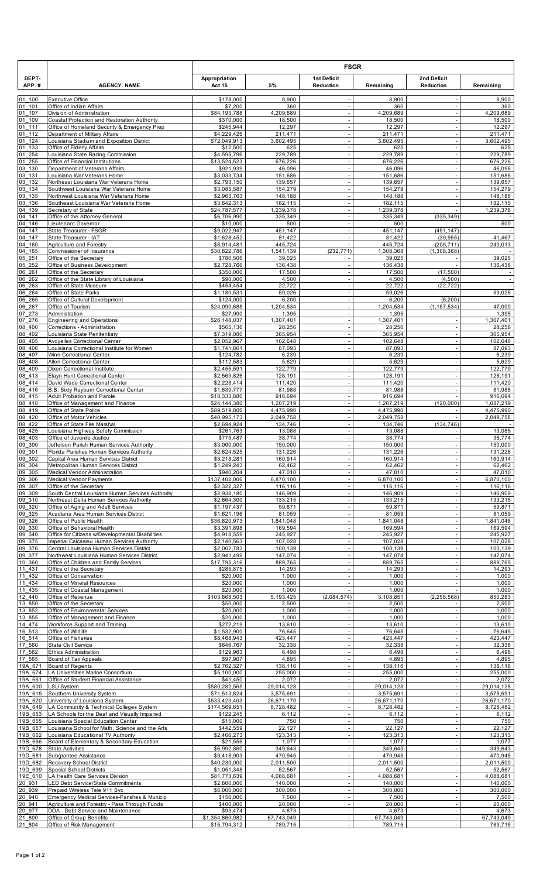| DEPT-APP. # | AGENCY. NAME | FSGR | | | | | |
|---|---|---|---|---|---|---|---|
| | | Appropriation Act 15 | 5% | 1st Deficit Reduction | Remaining | 2nd Deficit Reduction | Remaining |
| 01_100 | Executive Office | $178,000 | 8,900 | - | 8,900 | - | 8,900 |
| 01_101 | Office of Indian Affairs | $7,200 | 360 | - | 360 | - | 360 |
| 01_107 | Division of Administration | $84,193,788 | 4,209,689 | - | 4,209,689 | - | 4,209,689 |
| 01_109 | Coastal Protection and Restoration Authority | $370,000 | 18,500 | - | 18,500 | - | 18,500 |
| 01_111 | Office of Homeland Security & Emergency Prep | $245,944 | 12,297 | - | 12,297 | - | 12,297 |
| 01_112 | Department of Military Affairs | $4,229,426 | 211,471 | - | 211,471 | - | 211,471 |
| 01_124 | Louisiana Stadium and Exposition District | $72,049,913 | 3,602,495 | - | 3,602,495 | - | 3,602,495 |
| 01_133 | Office of Elderly Affairs | $12,500 | 625 | - | 625 | - | 625 |
| 01_254 | Louisiana State Racing Commission | $4,595,796 | 229,789 | - | 229,789 | - | 229,789 |
| 01_255 | Office of Financial Institutions | $13,524,523 | 676,226 | - | 676,226 | - | 676,226 |
| 03_130 | Department of Veterans Affairs | $921,939 | 46,096 | - | 46,096 | - | 46,096 |
| 03_131 | Louisiana War Veterans Home | $3,033,734 | 151,686 | - | 151,686 | - | 151,686 |
| 03_132 | Northeast Louisiana War Veterans Home | $2,793,150 | 139,657 | - | 139,657 | - | 139,657 |
| 03_134 | Southwest Louisiana War Veterans Home | $3,085,587 | 154,279 | - | 154,279 | - | 154,279 |
| 03_135 | Northwest Louisiana War Veterans Home | $2,963,763 | 148,188 | - | 148,188 | - | 148,188 |
| 03_136 | Southeast Louisiana War Veterans Home | $3,642,313 | 182,115 | - | 182,115 | - | 182,115 |
| 04_139 | Secretary of State | $24,787,577 | 1,239,378 | - | 1,239,378 | - | 1,239,378 |
| 04_141 | Office of the Attorney General | $6,706,990 | 335,349 | - | 335,349 | (335,349) | - |
| 04_146 | Lieutenant Governor | $10,000 | 500 | - | 500 | - | 500 |
| 04_147 | State Treasurer - FSGR | $9,022,947 | 451,147 | - | 451,147 | (451,147) | - |
| 04_147 | State Treasurer - IAT | $1,628,452 | 81,422 | - | 81,422 | (39,955) | 41,467 |
| 04_160 | Agriculture and Forestry | $8,914,481 | 445,724 | - | 445,724 | (205,711) | 240,013 |
| 04_165 | Commissioner of Insurance | $30,822,786 | 1,541,139 | (232,771) | 1,308,368 | (1,308,368) | - |
| 05_251 | Office of the Secretary | $780,506 | 39,025 | - | 39,025 | - | 39,025 |
| 05_252 | Office of Business Development | $2,728,766 | 136,438 | - | 136,438 | - | 136,438 |
| 06_261 | Office of the Secretary | $350,000 | 17,500 | - | 17,500 | (17,500) | - |
| 06_262 | Office of the State Library of Louisiana | $90,000 | 4,500 | - | 4,500 | (4,500) | - |
| 06_263 | Office of State Museum | $454,454 | 22,722 | - | 22,722 | (22,722) | - |
| 06_264 | Office of State Parks | $1,180,531 | 59,026 | - | 59,026 | - | 59,026 |
| 06_265 | Office of Cultural Development | $124,000 | 6,200 | - | 6,200 | (6,200) | - |
| 06_267 | Office of Tourism | $24,090,688 | 1,204,534 | - | 1,204,534 | (1,157,534) | 47,000 |
| 07_273 | Administration | $27,900 | 1,395 | - | 1,395 | - | 1,395 |
| 07_276 | Engineering and Operations | $26,148,037 | 1,307,401 | - | 1,307,401 | - | 1,307,401 |
| 08_400 | Corrections - Administration | $565,136 | 28,256 | - | 28,256 | - | 28,256 |
| 08_402 | Louisiana State Penitentiary | $7,319,080 | 365,954 | - | 365,954 | - | 365,954 |
| 08_405 | Avoyelles Correctional Center | $2,052,967 | 102,648 | - | 102,648 | - | 102,648 |
| 08_406 | Louisiana Correctional Institute for Women | $1,741,861 | 87,093 | - | 87,093 | - | 87,093 |
| 08_407 | Winn Correctional Center | $124,782 | 6,239 | - | 6,239 | - | 6,239 |
| 08_408 | Allen Correctional Center | $112,583 | 5,629 | - | 5,629 | - | 5,629 |
| 08_409 | Dixon Correctional Institute | $2,455,591 | 122,779 | - | 122,779 | - | 122,779 |
| 08_413 | Elayn Hunt Correctional Center | $2,563,826 | 128,191 | - | 128,191 | - | 128,191 |
| 08_414 | David Wade Correctional Center | $2,228,414 | 111,420 | - | 111,420 | - | 111,420 |
| 08_416 | B.B. Sixty Rayburn Correctional Center | $1,639,777 | 81,988 | - | 81,988 | - | 81,988 |
| 08_415 | Adult Probation and Parole | $18,333,880 | 916,694 | - | 916,694 | - | 916,694 |
| 08_418 | Office of Management and Finance | $24,144,380 | 1,207,219 | - | 1,207,219 | (120,000) | 1,087,219 |
| 08_419 | Office of State Police | $89,519,806 | 4,475,990 | - | 4,475,990 | - | 4,475,990 |
| 08_420 | Office of Motor Vehicles | $40,995,173 | 2,049,758 | - | 2,049,758 | - | 2,049,758 |
| 08_422 | Office of State Fire Marshal | $2,694,924 | 134,746 | - | 134,746 | (134,746) | - |
| 08_425 | Louisiana Highway Safety Commission | $261,763 | 13,088 | - | 13,088 | - | 13,088 |
| 08_403 | Office of Juvenile Justice | $775,487 | 38,774 | - | 38,774 | - | 38,774 |
| 09_300 | Jefferson Parish Human Services Authority | $3,000,000 | 150,000 | - | 150,000 | - | 150,000 |
| 09_301 | Florida Parishes Human Services Authority | $2,624,525 | 131,226 | - | 131,226 | - | 131,226 |
| 09_302 | Capital Area Human Services District | $3,218,281 | 160,914 | - | 160,914 | - | 160,914 |
| 09_304 | Metropolitan Human Services District | $1,249,243 | 62,462 | - | 62,462 | - | 62,462 |
| 09_305 | Medical Vendor Administration | $940,204 | 47,010 | - | 47,010 | - | 47,010 |
| 09_306 | Medical Vendor Payments | $137,402,006 | 6,870,100 | - | 6,870,100 | - | 6,870,100 |
| 09_307 | Office of the Secretary | $2,322,327 | 116,116 | - | 116,116 | - | 116,116 |
| 09_309 | South Central Louisiana Human Services Authority | $2,938,180 | 146,909 | - | 146,909 | - | 146,909 |
| 09_310 | Northeast Delta Human Services Authority | $2,664,300 | 133,215 | - | 133,215 | - | 133,215 |
| 09_320 | Office of Aging and Adult Services | $1,197,437 | 59,871 | - | 59,871 | - | 59,871 |
| 09_325 | Acadiana Area Human Services District | $1,621,196 | 81,059 | - | 81,059 | - | 81,059 |
| 09_326 | Office of Public Health | $36,820,973 | 1,841,048 | - | 1,841,048 | - | 1,841,048 |
| 09_330 | Office of Behavioral Health | $3,391,898 | 169,594 | - | 169,594 | - | 169,594 |
| 09_340 | Office for Citizens w/Developmental Disabilities | $4,918,559 | 245,927 | - | 245,927 | - | 245,927 |
| 09_375 | Imperial Calcasieu Human Services Authority | $2,140,563 | 107,028 | - | 107,028 | - | 107,028 |
| 09_376 | Central Louisiana Human Services District | $2,002,783 | 100,139 | - | 100,139 | - | 100,139 |
| 09_377 | Northwest Louisiana Human Services District | $2,941,499 | 147,074 | - | 147,074 | - | 147,074 |
| 10_360 | Office of Children and Family Services | $17,795,316 | 889,765 | - | 889,765 | - | 889,765 |
| 11_431 | Office of the Secretary | $285,875 | 14,293 | - | 14,293 | - | 14,293 |
| 11_432 | Office of Conservation | $20,000 | 1,000 | - | 1,000 | - | 1,000 |
| 11_434 | Office of Mineral Resources | $20,000 | 1,000 | - | 1,000 | - | 1,000 |
| 11_435 | Office of Coastal Management | $20,000 | 1,000 | - | 1,000 | - | 1,000 |
| 12_440 | Office of Revenue | $103,868,503 | 5,193,425 | (2,084,574) | 3,108,851 | (2,258,568) | 850,283 |
| 13_850 | Office of the Secretary | $50,000 | 2,500 | - | 2,500 | - | 2,500 |
| 13_852 | Office of Environmental Services | $20,000 | 1,000 | - | 1,000 | - | 1,000 |
| 13_855 | Office of Management and Finance | $20,000 | 1,000 | - | 1,000 | - | 1,000 |
| 14_474 | Workforce Support and Training | $272,219 | 13,610 | - | 13,610 | - | 13,610 |
| 16_513 | Office of Wildlife | $1,532,900 | 76,645 | - | 76,645 | - | 76,645 |
| 16_514 | Office of Fisheries | $8,468,943 | 423,447 | - | 423,447 | - | 423,447 |
| 17_560 | State Civil Service | $646,767 | 32,338 | - | 32,338 | - | 32,338 |
| 17_562 | Ethics Administration | $129,963 | 6,498 | - | 6,498 | - | 6,498 |
| 17_565 | Board of Tax Appeals | $97,907 | 4,895 | - | 4,895 | - | 4,895 |
| 19A_671 | Board of Regents | $2,762,327 | 138,116 | - | 138,116 | - | 138,116 |
| 19A_674 | LA Universities Marine Consortium | $5,100,000 | 255,000 | - | 255,000 | - | 255,000 |
| 19A_661 | Office of Student Financial Assistance | $41,450 | 2,072 | - | 2,072 | - | 2,072 |
| 19A_600 | LSU System | $580,282,565 | 29,014,128 | - | 29,014,128 | - | 29,014,128 |
| 19A_615 | Southern University System | $71,513,824 | 3,575,691 | - | 3,575,691 | - | 3,575,691 |
| 19A_620 | University of Louisiana System | $533,423,403 | 26,671,170 | - | 26,671,170 | - | 26,671,170 |
| 19A_649 | LA Community & Technical Colleges System | $174,569,651 | 8,728,482 | - | 8,728,482 | - | 8,728,482 |
| 19B_653 | LA Schools for the Deaf and Visually Impaired | $122,245 | 6,112 | - | 6,112 | - | 6,112 |
| 19B_655 | Louisiana Special Education Center | $15,000 | 750 | - | 750 | - | 750 |
| 19B_657 | Louisiana School for Math, Science and the Arts | $442,559 | 22,127 | - | 22,127 | - | 22,127 |
| 19B_662 | Louisiana Educational TV Authority | $2,466,273 | 123,313 | - | 123,313 | - | 123,313 |
| 19B_666 | Board of Elementary & Secondary Education | $21,556 | 1,077 | - | 1,077 | - | 1,077 |
| 19D_678 | State Activities | $6,992,860 | 349,643 | - | 349,643 | - | 349,643 |
| 19D_681 | Subgrantee Assistance | $9,418,903 | 470,945 | - | 470,945 | - | 470,945 |
| 19D_682 | Recovery School District | $40,230,000 | 2,011,500 | - | 2,011,500 | - | 2,011,500 |
| 19D_699 | Special School Districts | $1,051,348 | 52,567 | - | 52,567 | - | 52,567 |
| 19E_610 | LA Health Care Services Division | $81,773,639 | 4,088,681 | - | 4,088,681 | - | 4,088,681 |
| 20_931 | LED Debt Service/State Commitments | $2,800,000 | 140,000 | - | 140,000 | - | 140,000 |
| 20_939 | Prepaid Wireless Tele 911 Svc | $6,000,000 | 300,000 | - | 300,000 | - | 300,000 |
| 20_940 | Emergency Medical Services-Parishes & Municip | $150,000 | 7,500 | - | 7,500 | - | 7,500 |
| 20_941 | Agriculture and Forestry - Pass Through Funds | $400,000 | 20,000 | - | 20,000 | - | 20,000 |
| 20_977 | DOA - Debt Service and Maintenance | $93,474 | 4,673 | - | 4,673 | - | 4,673 |
| 21_800 | Office of Group Benefits | $1,354,860,982 | 67,743,049 | - | 67,743,049 | - | 67,743,049 |
| 21_804 | Office of Risk Management | $15,794,312 | 789,715 | - | 789,715 | - | 789,715 |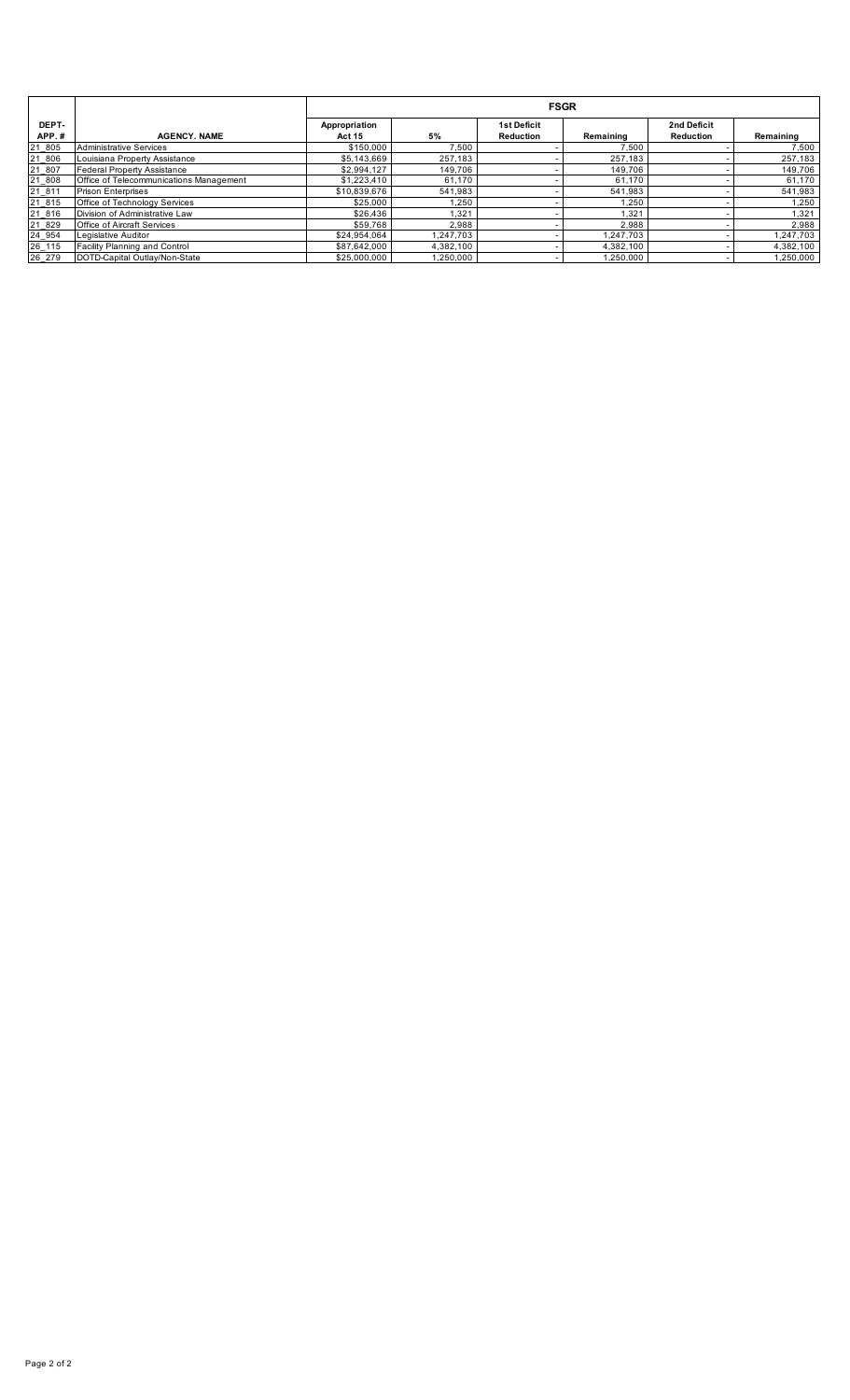| DEPT-APP. # | AGENCY. NAME | FSGR | | | | | |
|---|---|---|---|---|---|---|---|
| | | Appropriation Act 15 | 5% | 1st Deficit Reduction | Remaining | 2nd Deficit Reduction | Remaining |
| 21_805 | Administrative Services | $150,000 | 7,500 | - | 7,500 | - | 7,500 |
| 21_806 | Louisiana Property Assistance | $5,143,669 | 257,183 | - | 257,183 | - | 257,183 |
| 21_807 | Federal Property Assistance | $2,994,127 | 149,706 | - | 149,706 | - | 149,706 |
| 21_808 | Office of Telecommunications Management | $1,223,410 | 61,170 | - | 61,170 | - | 61,170 |
| 21_811 | Prison Enterprises | $10,839,676 | 541,983 | - | 541,983 | - | 541,983 |
| 21_815 | Office of Technology Services | $25,000 | 1,250 | - | 1,250 | - | 1,250 |
| 21_816 | Division of Administrative Law | $26,436 | 1,321 | - | 1,321 | - | 1,321 |
| 21_829 | Office of Aircraft Services | $59,768 | 2,988 | - | 2,988 | - | 2,988 |
| 24_954 | Legislative Auditor | $24,954,064 | 1,247,703 | - | 1,247,703 | - | 1,247,703 |
| 26_115 | Facility Planning and Control | $87,642,000 | 4,382,100 | - | 4,382,100 | - | 4,382,100 |
| 26_279 | DOTD-Capital Outlay/Non-State | $25,000,000 | 1,250,000 | - | 1,250,000 | - | 1,250,000 |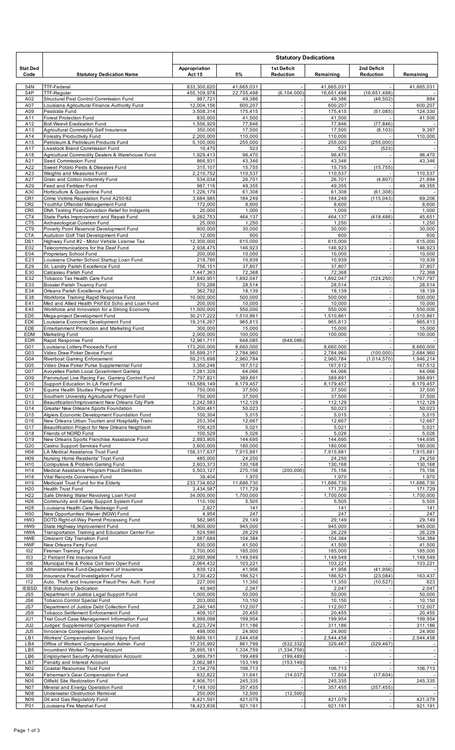| Stat Ded Code | Statutory Dedication Name | Statutory Dedications | | | | | |
|---|---|---|---|---|---|---|---|
| | | Appropriation Act 15 | 5% | 1st Deficit Reduction | Remaining | 2nd Deficit Reduction | Remaining |
| 54N | TTF-Federal | 833,300,620 | 41,665,031 | - | 41,665,031 | - | 41,665,031 |
| 54P | TTF-Regular | 455,109,978 | 22,755,498 | (6,104,000) | 16,651,498 | (16,651,498) | - |
| A02 | Structural Pest Control Commission Fund | 987,721 | 49,386 | - | 49,386 | (48,502) | 884 |
| A07 | Louisiana Agricultural Finance Authority Fund | 12,004,156 | 600,207 | - | 600,207 | - | 600,207 |
| A09 | Pesticide Fund | 3,508,314 | 175,415 | - | 175,415 | (51,085) | 124,330 |
| A11 | Forest Protection Fund | 830,000 | 41,500 | - | 41,500 | - | 41,500 |
| A12 | Boll Weevil Eradication Fund | 1,556,929 | 77,846 | - | 77,846 | (77,846) | - |
| A13 | Agricultural Commodity Self Insurance | 350,000 | 17,500 | - | 17,500 | (8,103) | 9,397 |
| A14 | Forestry Productivity Fund | 2,200,000 | 110,000 | - | 110,000 | - | 110,000 |
| A15 | Petroleum & Petroleum Products Fund | 5,100,000 | 255,000 | - | 255,000 | (255,000) | - |
| A17 | Livestock Brand Commission Fund | 10,470 | 523 | - | 523 | (523) | - |
| A18 | Agricultural Commodity Dealers & Warehouse Fund | 1,929,413 | 96,470 | - | 96,470 | - | 96,470 |
| A21 | Seed Commission Fund | 866,931 | 43,346 | - | 43,346 | - | 43,346 |
| A22 | Sweet Potato Pests & Diseases Fund | 315,107 | 15,755 | - | 15,755 | (15,755) | - |
| A23 | Weights and Measures Fund | 2,210,752 | 110,537 | - | 110,537 | - | 110,537 |
| A27 | Grain and Cotton Indemnity Fund | 534,034 | 26,701 | - | 26,701 | (4,807) | 21,894 |
| A29 | Feed and Fertilizer Fund | 987,116 | 49,355 | - | 49,355 | - | 49,355 |
| A30 | Horticulture & Quarantine Fund | 1,226,179 | 61,308 | - | 61,308 | (61,308) | - |
| CR1 | Crime Victims Reparation Fund A250-82 | 3,684,985 | 184,249 | - | 184,249 | (115,043) | 69,206 |
| CR2 | Youthful Offender Management Fund | 172,000 | 8,600 | - | 8,600 | - | 8,600 |
| CR5 | DNA Testing Post-Conviction Relief for Indigents | 20,000 | 1,000 | - | 1,000 | - | 1,000 |
| CT4 | State Parks Improvement and Repair Fund | 9,282,753 | 464,137 | - | 464,137 | (418,486) | 45,651 |
| CT5 | Archaeological Curation Fund | 25,000 | 1,250 | - | 1,250 | - | 1,250 |
| CT9 | Poverty Point Reservoir Development Fund | 600,000 | 30,000 | - | 30,000 | - | 30,000 |
| CTA | Audubon Golf Trail Development Fund | 12,000 | 600 | - | 600 | - | 600 |
| DS1 | Highway Fund #2 - Motor Vehicle License Tax | 12,300,000 | 615,000 | - | 615,000 | - | 615,000 |
| E02 | Telecommunications for the Deaf Fund | 2,938,475 | 146,923 | - | 146,923 | - | 146,923 |
| E04 | Proprietary School Fund | 200,000 | 10,000 | - | 10,000 | - | 10,000 |
| E23 | Louisiana Charter School Startup Loan Fund | 218,780 | 10,939 | - | 10,939 | - | 10,939 |
| E29 | St. Landry Parish Excellence Fund | 756,151 | 37,807 | - | 37,807 | - | 37,807 |
| E30 | Calcasieu Parish Fund | 1,447,363 | 72,368 | - | 72,368 | - | 72,368 |
| E32 | Tobacco Tax Health Care Fund | 37,840,951 | 1,892,047 | - | 1,892,047 | (124,250) | 1,767,797 |
| E33 | Bossier Parish Truancy Fund | 570,288 | 28,514 | - | 28,514 | - | 28,514 |
| E34 | Orleans Parish Excellence Fund | 362,792 | 18,139 | - | 18,139 | - | 18,139 |
| E38 | Workforce Training Rapid Response Fund | 10,000,000 | 500,000 | - | 500,000 | - | 500,000 |
| E41 | Med and Allied Health Prof Ed Scho and Loan Fund | 200,000 | 10,000 | - | 10,000 | - | 10,000 |
| E45 | Workforce and Innovation for a Strong Economy | 11,000,000 | 550,000 | - | 550,000 | - | 550,000 |
| ED5 | Mega-project Development Fund | 30,217,222 | 1,510,861 | - | 1,510,861 | - | 1,510,861 |
| ED6 | Louisiana Economic Development Fund | 19,316,267 | 965,813 | - | 965,813 | - | 965,813 |
| EDE | Entertainment Promotion and Marketing Fund | 300,000 | 15,000 | - | 15,000 | - | 15,000 |
| EDM | Marketing Fund | 2,000,000 | 100,000 | - | 100,000 | - | 100,000 |
| EDR | Rapid Response Fund | 12,961,711 | 648,085 | (648,086) | - | - | - |
| G01 | Louisiana Lottery Proceeds Fund | 173,200,000 | 8,660,000 | - | 8,660,000 | - | 8,660,000 |
| G03 | Video Draw Poker Device Fund | 55,699,217 | 2,784,960 | - | 2,784,960 | (100,000) | 2,684,960 |
| G04 | Riverboat Gaming Enforcement | 59,215,698 | 2,960,784 | - | 2,960,784 | (1,014,570) | 1,946,214 |
| G05 | Video Draw Poker Purse Supplemental Fund | 3,350,246 | 167,512 | - | 167,512 | - | 167,512 |
| G07 | Avoyelles Parish Local Government Gaming | 1,281,329 | 64,066 | - | 64,066 | - | 64,066 |
| G09 | Pari-mutuel Live Racing Fac. Gaming Control Fund | 7,797,821 | 389,891 | - | 389,891 | - | 389,891 |
| G10 | Support Education In LA First Fund | 163,589,149 | 8,179,457 | - | 8,179,457 | - | 8,179,457 |
| G11 | Equine Health Studies Program Fund | 750,000 | 37,500 | - | 37,500 | - | 37,500 |
| G12 | Southern University Agricultural Program Fund | 750,000 | 37,500 | - | 37,500 | - | 37,500 |
| G13 | Beautification/Improvement New Orleans City Park | 2,242,583 | 112,129 | - | 112,129 | - | 112,129 |
| G14 | Greater New Orleans Sports Foundation | 1,000,461 | 50,023 | - | 50,023 | - | 50,023 |
| G15 | Algiers Economic Development Foundation Fund | 100,304 | 5,015 | - | 5,015 | - | 5,015 |
| G16 | New Orleans Urban Tourism and Hospitality Traini | 253,354 | 12,667 | - | 12,667 | - | 12,667 |
| G17 | Beautification Project for New Orleans Neighborh | 100,425 | 5,021 | - | 5,021 | - | 5,021 |
| G18 | Friends of NORD Fund | 100,529 | 5,026 | - | 5,026 | - | 5,026 |
| G19 | New Orleans Sports Franchise Assistance Fund | 2,893,905 | 144,695 | - | 144,695 | - | 144,695 |
| G20 | Casino Support Services Fund | 3,600,000 | 180,000 | - | 180,000 | - | 180,000 |
| H08 | LA Medical Assistance Trust Fund | 158,317,637 | 7,915,881 | - | 7,915,881 | - | 7,915,881 |
| H09 | Nursing Home Residents' Trust Fund | 485,000 | 24,250 | - | 24,250 | - | 24,250 |
| H10 | Compulsive & Problem Gaming Fund | 2,603,373 | 130,168 | - | 130,168 | - | 130,168 |
| H14 | Medical Assistance Program Fraud Detection | 5,503,127 | 275,156 | (200,000) | 75,156 | - | 75,156 |
| H18 | Vital Records Conversion Fund | 39,404 | 1,970 | - | 1,970 | - | 1,970 |
| H19 | Medicaid Trust Fund for the Elderly | 233,734,602 | 11,686,730 | - | 11,686,730 | - | 11,686,730 |
| H20 | Health Trust Fund | 3,434,587 | 171,729 | - | 171,729 | - | 171,729 |
| H22 | Safe Drinking Water Revolving Loan Fund | 34,000,000 | 1,700,000 | - | 1,700,000 | - | 1,700,000 |
| H26 | Community and Family Support System Fund | 110,100 | 5,505 | - | 5,505 | - | 5,505 |
| H28 | Louisiana Health Care Redesign Fund | 2,827 | 141 | - | 141 | - | 141 |
| H30 | New Opportunities Waiver (NOW) Fund | 4,954 | 247 | - | 247 | - | 247 |
| HW3 | DOTD Right-of-Way Permit Processing Fund | 582,985 | 29,149 | - | 29,149 | - | 29,149 |
| HW9 | State Highway Improvement Fund | 18,900,000 | 945,000 | - | 945,000 | - | 945,000 |
| HWA | Transportation Training and Education Center Fun | 524,590 | 26,229 | - | 26,229 | - | 26,229 |
| HWE | Crescent City Transition Fund | 2,087,684 | 104,384 | - | 104,384 | - | 104,384 |
| HWF | New Orleans Ferry Fund | 830,000 | 41,500 | - | 41,500 | - | 41,500 |
| I02 | Fireman Training Fund | 3,700,000 | 185,000 | - | 185,000 | - | 185,000 |
| I03 | 2 Percent Fire Insurance Fund | 22,990,998 | 1,149,549 | - | 1,149,549 | - | 1,149,549 |
| I06 | Municipal Fire & Police Civil Serv Oper Fund | 2,064,432 | 103,221 | - | 103,221 | - | 103,221 |
| I08 | Administrative Fund-Department of Insurance | 839,123 | 41,956 | - | 41,956 | (41,956) | - |
| I09 | Insurance Fraud Investigation Fund | 3,730,422 | 186,521 | - | 186,521 | (23,084) | 163,437 |
| I12 | Auto. Theft and Insurance Fraud Prev. Auth. Fund | 227,000 | 11,350 | - | 11,350 | (10,527) | 823 |
| IEBSD | IEB Statutory Dedication | 40,940 | 2,047 | - | 2,047 | - | 2,047 |
| JS5 | Department of Justice Legal Support Fund | 1,000,000 | 50,000 | - | 50,000 | - | 50,000 |
| JS6 | Tobacco Control Special Fund | 203,000 | 10,150 | - | 10,150 | - | 10,150 |
| JS7 | Department of Justice Debt Collection Fund | 2,240,140 | 112,007 | - | 112,007 | - | 112,007 |
| JS9 | Tobacco Settlement Enforcement Fund | 409,107 | 20,455 | - | 20,455 | - | 20,455 |
| JU1 | Trial Court Case Management Information Fund | 3,999,098 | 199,954 | - | 199,954 | - | 199,954 |
| JU2 | Judges' Supplemental Compensation Fund | 6,223,724 | 311,186 | - | 311,186 | - | 311,186 |
| JU5 | Innocence Compensation Fund | 498,000 | 24,900 | - | 24,900 | - | 24,900 |
| LB1 | Workers' Compensation Second Injury Fund | 50,889,161 | 2,544,458 | - | 2,544,458 | - | 2,544,458 |
| LB4 | Office of Workers' Compensation Admin. Fund | 17,235,992 | 861,799 | (532,332) | 329,467 | (329,467) | - |
| LB5 | Incumbent Worker Training Account | 26,695,181 | 1,334,759 | (1,334,759) | - | - | - |
| LB6 | Employment Security Administration Account | 3,989,791 | 199,489 | (199,489) | - | - | - |
| LB7 | Penalty and Interest Account | 3,062,981 | 153,149 | (153,149) | - | - | - |
| N02 | Coastal Resources Trust Fund | 2,134,276 | 106,713 | - | 106,713 | - | 106,713 |
| N04 | Fisherman's Gear Compensation Fund | 632,822 | 31,641 | (14,037) | 17,604 | (17,604) | - |
| N05 | Oilfield Site Restoration Fund | 4,906,701 | 245,335 | - | 245,335 | - | 245,335 |
| N07 | Mineral and Energy Operation Fund | 7,149,100 | 357,455 | - | 357,455 | (357,455) | - |
| N08 | Underwater Obstruction Removal | 250,000 | 12,500 | (12,500) | - | - | - |
| N09 | Oil and Gas Regulatory Fund | 8,421,591 | 421,079 | - | 421,079 | - | 421,079 |
| P01 | Louisiana Fire Marshal Fund | 18,423,836 | 921,191 | - | 921,191 | - | 921,191 |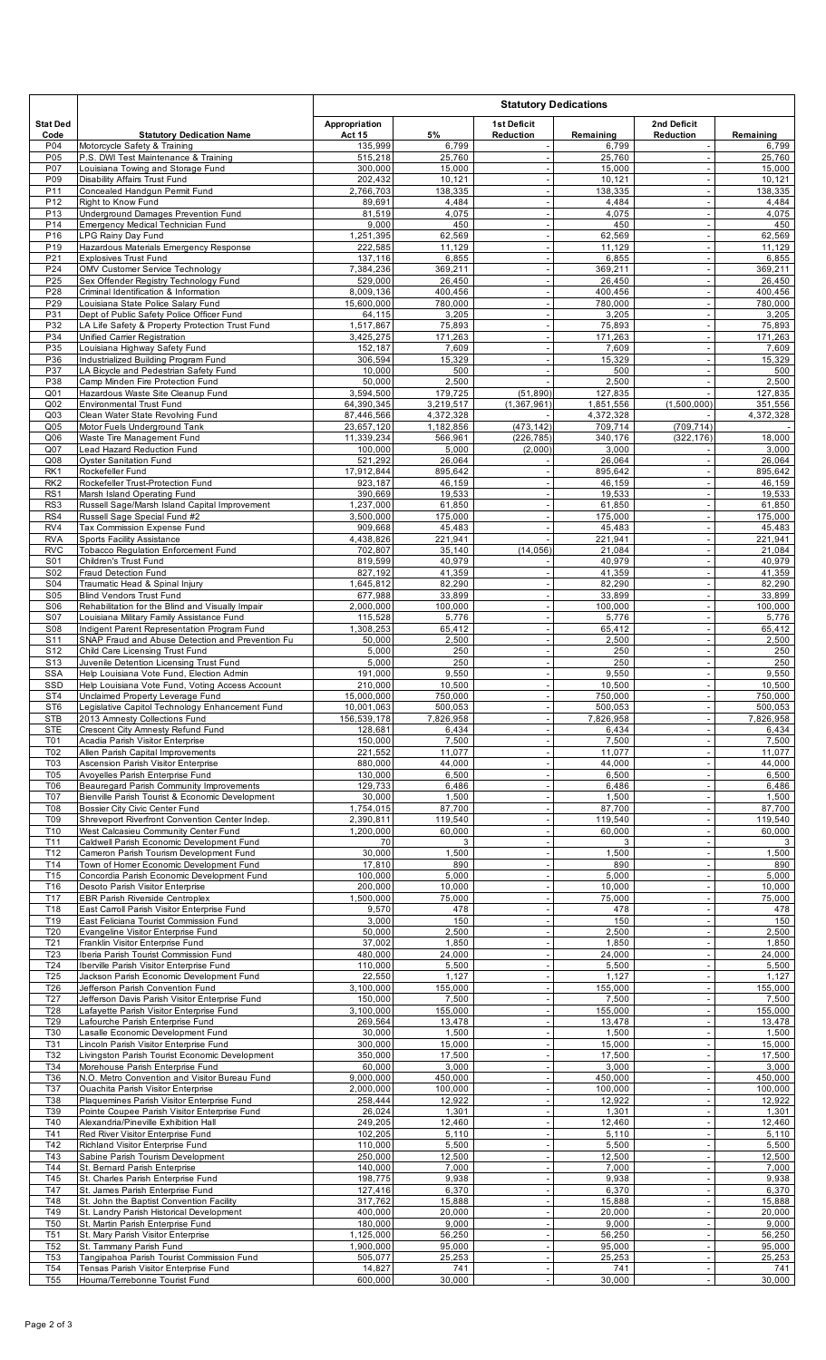| Stat Ded Code | Statutory Dedication Name | Statutory Dedications | | | | | |
|---|---|---|---|---|---|---|---|
| | | Appropriation Act 15 | 5% | 1st Deficit Reduction | Remaining | 2nd Deficit Reduction | Remaining |
| P04 | Motorcycle Safety & Training | 135,999 | 6,799 | - | 6,799 | - | 6,799 |
| P05 | P.S. DWI Test Maintenance & Training | 515,218 | 25,760 | - | 25,760 | - | 25,760 |
| P07 | Louisiana Towing and Storage Fund | 300,000 | 15,000 | - | 15,000 | - | 15,000 |
| P09 | Disability Affairs Trust Fund | 202,432 | 10,121 | - | 10,121 | - | 10,121 |
| P11 | Concealed Handgun Permit Fund | 2,766,703 | 138,335 | - | 138,335 | - | 138,335 |
| P12 | Right to Know Fund | 89,691 | 4,484 | - | 4,484 | - | 4,484 |
| P13 | Underground Damages Prevention Fund | 81,519 | 4,075 | - | 4,075 | - | 4,075 |
| P14 | Emergency Medical Technician Fund | 9,000 | 450 | - | 450 | - | 450 |
| P16 | LPG Rainy Day Fund | 1,251,395 | 62,569 | - | 62,569 | - | 62,569 |
| P19 | Hazardous Materials Emergency Response | 222,585 | 11,129 | - | 11,129 | - | 11,129 |
| P21 | Explosives Trust Fund | 137,116 | 6,855 | - | 6,855 | - | 6,855 |
| P24 | OMV Customer Service Technology | 7,384,236 | 369,211 | - | 369,211 | - | 369,211 |
| P25 | Sex Offender Registry Technology Fund | 529,000 | 26,450 | - | 26,450 | - | 26,450 |
| P28 | Criminal Identification & Information | 8,009,136 | 400,456 | - | 400,456 | - | 400,456 |
| P29 | Louisiana State Police Salary Fund | 15,600,000 | 780,000 | - | 780,000 | - | 780,000 |
| P31 | Dept of Public Safety Police Officer Fund | 64,115 | 3,205 | - | 3,205 | - | 3,205 |
| P32 | LA Life Safety & Property Protection Trust Fund | 1,517,867 | 75,893 | - | 75,893 | - | 75,893 |
| P34 | Unified Carrier Registration | 3,425,275 | 171,263 | - | 171,263 | - | 171,263 |
| P35 | Louisiana Highway Safety Fund | 152,187 | 7,609 | - | 7,609 | - | 7,609 |
| P36 | Industrialized Building Program Fund | 306,594 | 15,329 | - | 15,329 | - | 15,329 |
| P37 | LA Bicycle and Pedestrian Safety Fund | 10,000 | 500 | - | 500 | - | 500 |
| P38 | Camp Minden Fire Protection Fund | 50,000 | 2,500 | - | 2,500 | - | 2,500 |
| Q01 | Hazardous Waste Site Cleanup Fund | 3,594,500 | 179,725 | (51,890) | 127,835 | - | 127,835 |
| Q02 | Environmental Trust Fund | 64,390,345 | 3,219,517 | (1,367,961) | 1,851,556 | (1,500,000) | 351,556 |
| Q03 | Clean Water State Revolving Fund | 87,446,566 | 4,372,328 | - | 4,372,328 | - | 4,372,328 |
| Q05 | Motor Fuels Underground Tank | 23,657,120 | 1,182,856 | (473,142) | 709,714 | (709,714) | - |
| Q06 | Waste Tire Management Fund | 11,339,234 | 566,961 | (226,785) | 340,176 | (322,176) | 18,000 |
| Q07 | Lead Hazard Reduction Fund | 100,000 | 5,000 | (2,000) | 3,000 | - | 3,000 |
| Q08 | Oyster Sanitation Fund | 521,292 | 26,064 | - | 26,064 | - | 26,064 |
| RK1 | Rockefeller Fund | 17,912,844 | 895,642 | - | 895,642 | - | 895,642 |
| RK2 | Rockefeller Trust-Protection Fund | 923,187 | 46,159 | - | 46,159 | - | 46,159 |
| RS1 | Marsh Island Operating Fund | 390,669 | 19,533 | - | 19,533 | - | 19,533 |
| RS3 | Russell Sage/Marsh Island Capital Improvement | 1,237,000 | 61,850 | - | 61,850 | - | 61,850 |
| RS4 | Russell Sage Special Fund #2 | 3,500,000 | 175,000 | - | 175,000 | - | 175,000 |
| RV4 | Tax Commission Expense Fund | 909,668 | 45,483 | - | 45,483 | - | 45,483 |
| RVA | Sports Facility Assistance | 4,438,826 | 221,941 | - | 221,941 | - | 221,941 |
| RVC | Tobacco Regulation Enforcement Fund | 702,807 | 35,140 | (14,056) | 21,084 | - | 21,084 |
| S01 | Children's Trust Fund | 819,599 | 40,979 | - | 40,979 | - | 40,979 |
| S02 | Fraud Detection Fund | 827,192 | 41,359 | - | 41,359 | - | 41,359 |
| S04 | Traumatic Head & Spinal Injury | 1,645,812 | 82,290 | - | 82,290 | - | 82,290 |
| S05 | Blind Vendors Trust Fund | 677,988 | 33,899 | - | 33,899 | - | 33,899 |
| S06 | Rehabilitation for the Blind and Visually Impair | 2,000,000 | 100,000 | - | 100,000 | - | 100,000 |
| S07 | Louisiana Military Family Assistance Fund | 115,528 | 5,776 | - | 5,776 | - | 5,776 |
| S08 | Indigent Parent Representation Program Fund | 1,308,253 | 65,412 | - | 65,412 | - | 65,412 |
| S11 | SNAP Fraud and Abuse Detection and Prevention Fu | 50,000 | 2,500 | - | 2,500 | - | 2,500 |
| S12 | Child Care Licensing Trust Fund | 5,000 | 250 | - | 250 | - | 250 |
| S13 | Juvenile Detention Licensing Trust Fund | 5,000 | 250 | - | 250 | - | 250 |
| SSA | Help Louisiana Vote Fund, Election Admin | 191,000 | 9,550 | - | 9,550 | - | 9,550 |
| SSD | Help Louisiana Vote Fund, Voting Access Account | 210,000 | 10,500 | - | 10,500 | - | 10,500 |
| ST4 | Unclaimed Property Leverage Fund | 15,000,000 | 750,000 | - | 750,000 | - | 750,000 |
| ST6 | Legislative Capitol Technology Enhancement Fund | 10,001,063 | 500,053 | - | 500,053 | - | 500,053 |
| STB | 2013 Amnesty Collections Fund | 156,539,178 | 7,826,958 | - | 7,826,958 | - | 7,826,958 |
| STE | Crescent City Amnesty Refund Fund | 128,681 | 6,434 | - | 6,434 | - | 6,434 |
| T01 | Acadia Parish Visitor Enterprise | 150,000 | 7,500 | - | 7,500 | - | 7,500 |
| T02 | Allen Parish Capital Improvements | 221,552 | 11,077 | - | 11,077 | - | 11,077 |
| T03 | Ascension Parish Visitor Enterprise | 880,000 | 44,000 | - | 44,000 | - | 44,000 |
| T05 | Avoyelles Parish Enterprise Fund | 130,000 | 6,500 | - | 6,500 | - | 6,500 |
| T06 | Beauregard Parish Community Improvements | 129,733 | 6,486 | - | 6,486 | - | 6,486 |
| T07 | Bienville Parish Tourist & Economic Development | 30,000 | 1,500 | - | 1,500 | - | 1,500 |
| T08 | Bossier City Civic Center Fund | 1,754,015 | 87,700 | - | 87,700 | - | 87,700 |
| T09 | Shreveport Riverfront Convention Center Indep. | 2,390,811 | 119,540 | - | 119,540 | - | 119,540 |
| T10 | West Calcasieu Community Center Fund | 1,200,000 | 60,000 | - | 60,000 | - | 60,000 |
| T11 | Caldwell Parish Economic Development Fund | 70 | 3 | - | 3 | - | 3 |
| T12 | Cameron Parish Tourism Development Fund | 30,000 | 1,500 | - | 1,500 | - | 1,500 |
| T14 | Town of Homer Economic Development Fund | 17,810 | 890 | - | 890 | - | 890 |
| T15 | Concordia Parish Economic Development Fund | 100,000 | 5,000 | - | 5,000 | - | 5,000 |
| T16 | Desoto Parish Visitor Enterprise | 200,000 | 10,000 | - | 10,000 | - | 10,000 |
| T17 | EBR Parish Riverside Centroplex | 1,500,000 | 75,000 | - | 75,000 | - | 75,000 |
| T18 | East Carroll Parish Visitor Enterprise Fund | 9,570 | 478 | - | 478 | - | 478 |
| T19 | East Feliciana Tourist Commission Fund | 3,000 | 150 | - | 150 | - | 150 |
| T20 | Evangeline Visitor Enterprise Fund | 50,000 | 2,500 | - | 2,500 | - | 2,500 |
| T21 | Franklin Visitor Enterprise Fund | 37,002 | 1,850 | - | 1,850 | - | 1,850 |
| T23 | Iberia Parish Tourist Commission Fund | 480,000 | 24,000 | - | 24,000 | - | 24,000 |
| T24 | Iberville Parish Visitor Enterprise Fund | 110,000 | 5,500 | - | 5,500 | - | 5,500 |
| T25 | Jackson Parish Economic Development Fund | 22,550 | 1,127 | - | 1,127 | - | 1,127 |
| T26 | Jefferson Parish Convention Fund | 3,100,000 | 155,000 | - | 155,000 | - | 155,000 |
| T27 | Jefferson Davis Parish Visitor Enterprise Fund | 150,000 | 7,500 | - | 7,500 | - | 7,500 |
| T28 | Lafayette Parish Visitor Enterprise Fund | 3,100,000 | 155,000 | - | 155,000 | - | 155,000 |
| T29 | Lafourche Parish Enterprise Fund | 269,564 | 13,478 | - | 13,478 | - | 13,478 |
| T30 | Lasalle Economic Development Fund | 30,000 | 1,500 | - | 1,500 | - | 1,500 |
| T31 | Lincoln Parish Visitor Enterprise Fund | 300,000 | 15,000 | - | 15,000 | - | 15,000 |
| T32 | Livingston Parish Tourist Economic Development | 350,000 | 17,500 | - | 17,500 | - | 17,500 |
| T34 | Morehouse Parish Enterprise Fund | 60,000 | 3,000 | - | 3,000 | - | 3,000 |
| T36 | N.O. Metro Convention and Visitor Bureau Fund | 9,000,000 | 450,000 | - | 450,000 | - | 450,000 |
| T37 | Ouachita Parish Visitor Enterprise | 2,000,000 | 100,000 | - | 100,000 | - | 100,000 |
| T38 | Plaquemines Parish Visitor Enterprise Fund | 258,444 | 12,922 | - | 12,922 | - | 12,922 |
| T39 | Pointe Coupee Parish Visitor Enterprise Fund | 26,024 | 1,301 | - | 1,301 | - | 1,301 |
| T40 | Alexandria/Pineville Exhibition Hall | 249,205 | 12,460 | - | 12,460 | - | 12,460 |
| T41 | Red River Visitor Enterprise Fund | 102,205 | 5,110 | - | 5,110 | - | 5,110 |
| T42 | Richland Visitor Enterprise Fund | 110,000 | 5,500 | - | 5,500 | - | 5,500 |
| T43 | Sabine Parish Tourism Development | 250,000 | 12,500 | - | 12,500 | - | 12,500 |
| T44 | St. Bernard Parish Enterprise | 140,000 | 7,000 | - | 7,000 | - | 7,000 |
| T45 | St. Charles Parish Enterprise Fund | 198,775 | 9,938 | - | 9,938 | - | 9,938 |
| T47 | St. James Parish Enterprise Fund | 127,416 | 6,370 | - | 6,370 | - | 6,370 |
| T48 | St. John the Baptist Convention Facility | 317,762 | 15,888 | - | 15,888 | - | 15,888 |
| T49 | St. Landry Parish Historical Development | 400,000 | 20,000 | - | 20,000 | - | 20,000 |
| T50 | St. Martin Parish Enterprise Fund | 180,000 | 9,000 | - | 9,000 | - | 9,000 |
| T51 | St. Mary Parish Visitor Enterprise | 1,125,000 | 56,250 | - | 56,250 | - | 56,250 |
| T52 | St. Tammany Parish Fund | 1,900,000 | 95,000 | - | 95,000 | - | 95,000 |
| T53 | Tangipahoa Parish Tourist Commission Fund | 505,077 | 25,253 | - | 25,253 | - | 25,253 |
| T54 | Tensas Parish Visitor Enterprise Fund | 14,827 | 741 | - | 741 | - | 741 |
| T55 | Houma/Terrebonne Tourist Fund | 600,000 | 30,000 | - | 30,000 | - | 30,000 |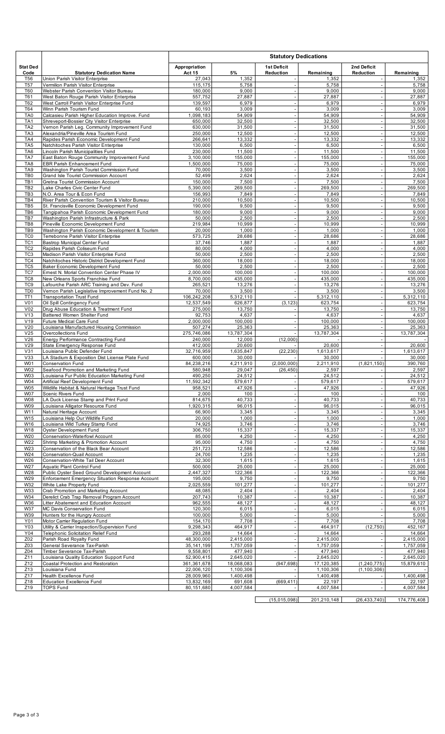| | | Statutory Dedications | | | | | |
|---|---|---|---|---|---|---|---|
| Stat Ded Code | Statutory Dedication Name | Appropriation Act 15 | 5% | 1st Deficit Reduction | Remaining | 2nd Deficit Reduction | Remaining |
| T56 | Union Parish Visitor Enterprise | 27,043 | 1,352 | - | 1,352 | - | 1,352 |
| T57 | Vermilion Parish Visitor Enterprise | 115,175 | 5,758 | - | 5,758 | - | 5,758 |
| T60 | Webster Parish Convention Visitor Bureau | 180,000 | 9,000 | - | 9,000 | - | 9,000 |
| T61 | West Baton Rouge Parish Visitor Enterprise | 557,752 | 27,887 | - | 27,887 | - | 27,887 |
| T62 | West Carroll Parish Visitor Enterprise Fund | 139,597 | 6,979 | - | 6,979 | - | 6,979 |
| T64 | Winn Parish Tourism Fund | 60,193 | 3,009 | - | 3,009 | - | 3,009 |
| TA0 | Calcasieu Parish Higher Education Improve. Fund | 1,098,183 | 54,909 | - | 54,909 | - | 54,909 |
| TA1 | Shreveport-Bossier City Visitor Enterprise | 650,000 | 32,500 | - | 32,500 | - | 32,500 |
| TA2 | Vernon Parish Leg. Community Improvement Fund | 630,000 | 31,500 | - | 31,500 | - | 31,500 |
| TA3 | Alexandria/Pineville Area Tourism Fund | 250,000 | 12,500 | - | 12,500 | - | 12,500 |
| TA4 | Rapides Parish Economic Development Fund | 266,641 | 13,332 | - | 13,332 | - | 13,332 |
| TA5 | Natchitoches Parish Visitor Enterprise | 130,000 | 6,500 | - | 6,500 | - | 6,500 |
| TA6 | Lincoln Parish Municipalities Fund | 230,000 | 11,500 | - | 11,500 | - | 11,500 |
| TA7 | East Baton Rouge Community Improvement Fund | 3,100,000 | 155,000 | - | 155,000 | - | 155,000 |
| TA8 | EBR Parish Enhancement Fund | 1,500,000 | 75,000 | - | 75,000 | - | 75,000 |
| TA9 | Washington Parish Tourist Commission Fund | 70,000 | 3,500 | - | 3,500 | - | 3,500 |
| TB0 | Grand Isle Tourist Commission Account | 52,499 | 2,624 | - | 2,624 | - | 2,624 |
| TB1 | Gretna Tourist Commission Account | 150,000 | 7,500 | - | 7,500 | - | 7,500 |
| TB2 | Lake Charles Civic Center Fund | 5,390,000 | 269,500 | - | 269,500 | - | 269,500 |
| TB3 | N.O. Area Tour & Econ Fund | 156,993 | 7,849 | - | 7,849 | - | 7,849 |
| TB4 | River Parish Convention Tourism & Visitor Bureau | 210,000 | 10,500 | - | 10,500 | - | 10,500 |
| TB5 | St. Francisville Economic Development Fund | 190,000 | 9,500 | - | 9,500 | - | 9,500 |
| TB6 | Tangipahoa Parish Economic Development Fund | 180,000 | 9,000 | - | 9,000 | - | 9,000 |
| TB7 | Washington Parish Infrastructure & Park | 50,000 | 2,500 | - | 2,500 | - | 2,500 |
| TB8 | Pineville Economic Development Fund | 219,984 | 10,999 | - | 10,999 | - | 10,999 |
| TB9 | Washington Parish Economic Development & Tourism | 20,000 | 1,000 | - | 1,000 | - | 1,000 |
| TC0 | Terrebonne Parish Visitor Enterprise | 573,725 | 28,686 | - | 28,686 | - | 28,686 |
| TC1 | Bastrop Municipal Center Fund | 37,746 | 1,887 | - | 1,887 | - | 1,887 |
| TC2 | Rapides Parish Coliseum Fund | 80,000 | 4,000 | - | 4,000 | - | 4,000 |
| TC3 | Madison Parish Visitor Enterprise Fund | 50,000 | 2,500 | - | 2,500 | - | 2,500 |
| TC4 | Natchitoches Historic District Development Fund | 360,000 | 18,000 | - | 18,000 | - | 18,000 |
| TC5 | Baker Economic Development Fund | 50,000 | 2,500 | - | 2,500 | - | 2,500 |
| TC7 | Ernest N. Morial Convention Center Phase IV | 2,000,000 | 100,000 | - | 100,000 | - | 100,000 |
| TC8 | New Orleans Sports Franchise Fund | 8,700,000 | 435,000 | - | 435,000 | - | 435,000 |
| TC9 | Lafourche Parish ARC Training and Dev. Fund | 265,521 | 13,276 | - | 13,276 | - | 13,276 |
| TD0 | Vernon Parish Legislative Improvement Fund No. 2 | 70,000 | 3,500 | - | 3,500 | - | 3,500 |
| TT1 | Transportation Trust Fund | 106,242,208 | 5,312,110 | - | 5,312,110 | - | 5,312,110 |
| V01 | Oil Spill Contingency Fund | 12,537,549 | 626,877 | (3,123) | 623,754 | - | 623,754 |
| V02 | Drug Abuse Education & Treatment Fund | 275,000 | 13,750 | - | 13,750 | - | 13,750 |
| V13 | Battered Women Shelter Fund | 92,753 | 4,637 | - | 4,637 | - | 4,637 |
| V19 | Future Medical Care Fund | 2,000,000 | 100,000 | - | 100,000 | - | 100,000 |
| V20 | Louisiana Manufactured Housing Commission | 507,274 | 25,363 | - | 25,363 | - | 25,363 |
| V25 | Overcollections Fund | 275,746,086 | 13,787,304 | - | 13,787,304 | - | 13,787,304 |
| V26 | Energy Performance Contracting Fund | 240,000 | 12,000 | (12,000) | - | - | - |
| V29 | State Emergency Response Fund | 412,000 | 20,600 | - | 20,600 | - | 20,600 |
| V31 | Louisiana Public Defender Fund | 32,716,959 | 1,635,847 | (22,230) | 1,613,617 | - | 1,613,617 |
| V33 | LA Stadium & Exposition Dist License Plate Fund | 600,000 | 30,000 | - | 30,000 | - | 30,000 |
| W01 | Conservation Fund | 84,238,216 | 4,211,910 | (2,000,000) | 2,211,910 | (1,821,150) | 390,760 |
| W02 | Seafood Promotion and Marketing Fund | 580,948 | 29,047 | (26,450) | 2,597 | - | 2,597 |
| W03 | Louisiana Fur Public Education Marketing Fund | 490,250 | 24,512 | - | 24,512 | - | 24,512 |
| W04 | Artificial Reef Development Fund | 11,592,342 | 579,617 | - | 579,617 | - | 579,617 |
| W05 | Wildlife Habitat & Natural Heritage Trust Fund | 958,521 | 47,926 | - | 47,926 | - | 47,926 |
| W07 | Scenic Rivers Fund | 2,000 | 100 | - | 100 | - | 100 |
| W08 | LA Duck License Stamp and Print Fund | 814,675 | 40,733 | - | 40,733 | - | 40,733 |
| W09 | Louisiana Alligator Resource Fund | 1,920,315 | 96,015 | - | 96,015 | - | 96,015 |
| W11 | Natural Heritage Account | 66,900 | 3,345 | - | 3,345 | - | 3,345 |
| W15 | Louisiana Help Our Wildlife Fund | 20,000 | 1,000 | - | 1,000 | - | 1,000 |
| W16 | Louisiana Wild Turkey Stamp Fund | 74,925 | 3,746 | - | 3,746 | - | 3,746 |
| W18 | Oyster Development Fund | 306,750 | 15,337 | - | 15,337 | - | 15,337 |
| W20 | Conservation-Waterfowl Account | 85,000 | 4,250 | - | 4,250 | - | 4,250 |
| W22 | Shrimp Marketing & Promotion Account | 95,000 | 4,750 | - | 4,750 | - | 4,750 |
| W23 | Conservation of the Black Bear Account | 251,723 | 12,586 | - | 12,586 | - | 12,586 |
| W24 | Conservation-Quail Account | 24,700 | 1,235 | - | 1,235 | - | 1,235 |
| W26 | Conservation-White Tail Deer Account | 32,300 | 1,615 | - | 1,615 | - | 1,615 |
| W27 | Aquatic Plant Control Fund | 500,000 | 25,000 | - | 25,000 | - | 25,000 |
| W28 | Public Oyster Seed Ground Development Account | 2,447,327 | 122,366 | - | 122,366 | - | 122,366 |
| W29 | Enforcement Emergency Situation Response Account | 195,000 | 9,750 | - | 9,750 | - | 9,750 |
| W32 | White Lake Property Fund | 2,025,559 | 101,277 | - | 101,277 | - | 101,277 |
| W33 | Crab Promotion and Marketing Account | 48,085 | 2,404 | - | 2,404 | - | 2,404 |
| W34 | Derelict Crab Trap Removal Program Account | 207,743 | 10,387 | - | 10,387 | - | 10,387 |
| W36 | Litter Abatement and Education Account | 962,555 | 48,127 | - | 48,127 | - | 48,127 |
| W37 | MC Davis Conservation Fund | 120,300 | 6,015 | - | 6,015 | - | 6,015 |
| W39 | Hunters for the Hungry Account | 100,000 | 5,000 | - | 5,000 | - | 5,000 |
| Y01 | Motor Carrier Regulation Fund | 154,170 | 7,708 | - | 7,708 | - | 7,708 |
| Y03 | Utility & Carrier Inspection/Supervision Fund | 9,298,343 | 464,917 | - | 464,917 | (12,750) | 452,167 |
| Y04 | Telephonic Solicitation Relief Fund | 293,288 | 14,664 | - | 14,664 | - | 14,664 |
| Z02 | Parish Road Royalty Fund | 48,300,000 | 2,415,000 | - | 2,415,000 | - | 2,415,000 |
| Z03 | General Severance Tax-Parish | 35,141,199 | 1,757,059 | - | 1,757,059 | - | 1,757,059 |
| Z04 | Timber Severance Tax-Parish | 9,558,801 | 477,940 | - | 477,940 | - | 477,940 |
| Z11 | Louisiana Quality Education Support Fund | 52,900,415 | 2,645,020 | - | 2,645,020 | - | 2,645,020 |
| Z12 | Coastal Protection and Restoration | 361,361,678 | 18,068,083 | (947,698) | 17,120,385 | (1,240,775) | 15,879,610 |
| Z13 | Louisiana Fund | 22,006,120 | 1,100,306 | - | 1,100,306 | (1,100,306) | - |
| Z17 | Health Excellence Fund | 28,009,960 | 1,400,498 | - | 1,400,498 | - | 1,400,498 |
| Z18 | Education Excellence Fund | 13,832,169 | 691,608 | (669,411) | 22,197 | - | 22,197 |
| Z19 | TOPS Fund | 80,151,680 | 4,007,584 | - | 4,007,584 | - | 4,007,584 |
| | | | | (15,015,098) | 201,210,148 | (26,433,740) | 174,776,408 |